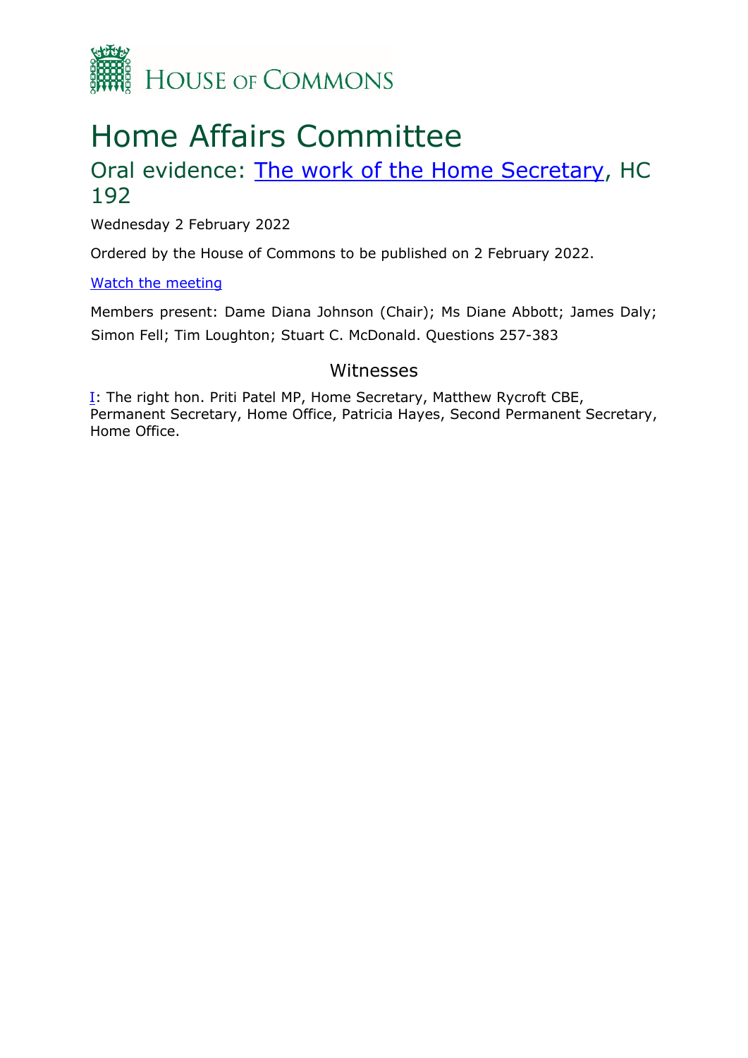HOUSE OF COMMONS

# Home Affairs Committee

## Oral evidence: The work of the Home Secretary, HC 192

Wednesday 2 February 2022

Ordered by the House of Commons to be published on 2 February 2022.

Watch the meeting

Members present: Dame Diana Johnson (Chair); Ms Diane Abbott; James Daly; Simon Fell; Tim Loughton; Stuart C. McDonald. Questions 257-383

### Witnesses

I: The right hon. Priti Patel MP, Home Secretary, Matthew Rycroft CBE, Permanent Secretary, Home Office, Patricia Hayes, Second Permanent Secretary, Home Office.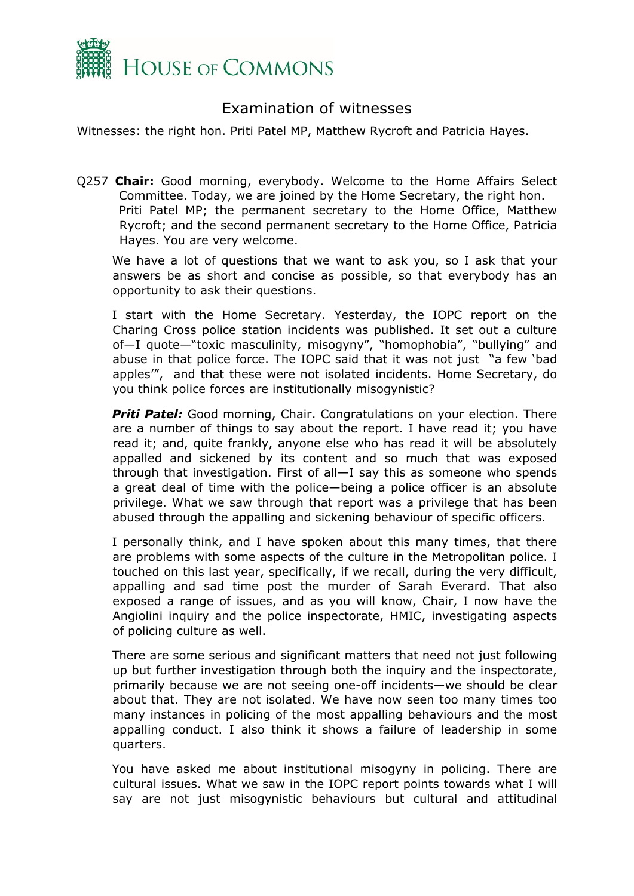# Examination of witnesses

Witnesses: the right hon. Priti Patel MP, Matthew Rycroft and Patricia Hayes.

Q257 **Chair:** Good morning, everybody. Welcome to the Home Affairs Select Committee. Today, we are joined by the Home Secretary, the right hon. Priti Patel MP; the permanent secretary to the Home Office, Matthew Rycroft; and the second permanent secretary to the Home Office, Patricia Hayes. You are very welcome.

We have a lot of questions that we want to ask you, so I ask that your answers be as short and concise as possible, so that everybody has an opportunity to ask their questions.

I start with the Home Secretary. Yesterday, the IOPC report on the Charing Cross police station incidents was published. It set out a culture of—I quote—"toxic masculinity, misogyny", "homophobia", "bullying" and abuse in that police force. The IOPC said that it was not just "a few 'bad apples'", and that these were not isolated incidents. Home Secretary, do you think police forces are institutionally misogynistic?

***Priti Patel:*** Good morning, Chair. Congratulations on your election. There are a number of things to say about the report. I have read it; you have read it; and, quite frankly, anyone else who has read it will be absolutely appalled and sickened by its content and so much that was exposed through that investigation. First of all—I say this as someone who spends a great deal of time with the police—being a police officer is an absolute privilege. What we saw through that report was a privilege that has been abused through the appalling and sickening behaviour of specific officers.

I personally think, and I have spoken about this many times, that there are problems with some aspects of the culture in the Metropolitan police. I touched on this last year, specifically, if we recall, during the very difficult, appalling and sad time post the murder of Sarah Everard. That also exposed a range of issues, and as you will know, Chair, I now have the Angiolini inquiry and the police inspectorate, HMIC, investigating aspects of policing culture as well.

There are some serious and significant matters that need not just following up but further investigation through both the inquiry and the inspectorate, primarily because we are not seeing one-off incidents—we should be clear about that. They are not isolated. We have now seen too many times too many instances in policing of the most appalling behaviours and the most appalling conduct. I also think it shows a failure of leadership in some quarters.

You have asked me about institutional misogyny in policing. There are cultural issues. What we saw in the IOPC report points towards what I will say are not just misogynistic behaviours but cultural and attitudinal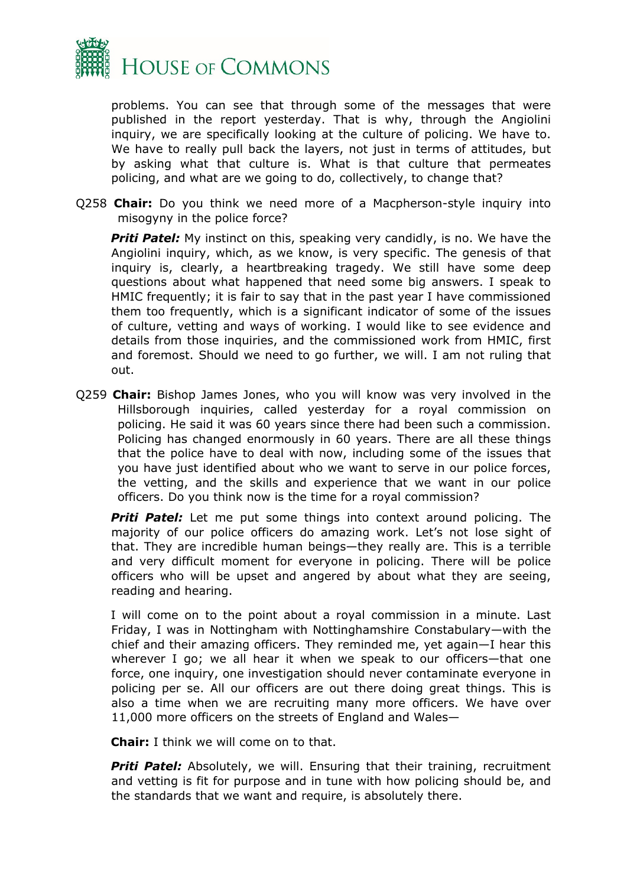problems. You can see that through some of the messages that were published in the report yesterday. That is why, through the Angiolini inquiry, we are specifically looking at the culture of policing. We have to. We have to really pull back the layers, not just in terms of attitudes, but by asking what that culture is. What is that culture that permeates policing, and what are we going to do, collectively, to change that?

Q258 **Chair:** Do you think we need more of a Macpherson-style inquiry into misogyny in the police force?

***Priti Patel:*** My instinct on this, speaking very candidly, is no. We have the Angiolini inquiry, which, as we know, is very specific. The genesis of that inquiry is, clearly, a heartbreaking tragedy. We still have some deep questions about what happened that need some big answers. I speak to HMIC frequently; it is fair to say that in the past year I have commissioned them too frequently, which is a significant indicator of some of the issues of culture, vetting and ways of working. I would like to see evidence and details from those inquiries, and the commissioned work from HMIC, first and foremost. Should we need to go further, we will. I am not ruling that out.

Q259 **Chair:** Bishop James Jones, who you will know was very involved in the Hillsborough inquiries, called yesterday for a royal commission on policing. He said it was 60 years since there had been such a commission. Policing has changed enormously in 60 years. There are all these things that the police have to deal with now, including some of the issues that you have just identified about who we want to serve in our police forces, the vetting, and the skills and experience that we want in our police officers. Do you think now is the time for a royal commission?

***Priti Patel:*** Let me put some things into context around policing. The majority of our police officers do amazing work. Let's not lose sight of that. They are incredible human beings—they really are. This is a terrible and very difficult moment for everyone in policing. There will be police officers who will be upset and angered by about what they are seeing, reading and hearing.

I will come on to the point about a royal commission in a minute. Last Friday, I was in Nottingham with Nottinghamshire Constabulary—with the chief and their amazing officers. They reminded me, yet again—I hear this wherever I go; we all hear it when we speak to our officers—that one force, one inquiry, one investigation should never contaminate everyone in policing per se. All our officers are out there doing great things. This is also a time when we are recruiting many more officers. We have over 11,000 more officers on the streets of England and Wales—

**Chair:** I think we will come on to that.

***Priti Patel:*** Absolutely, we will. Ensuring that their training, recruitment and vetting is fit for purpose and in tune with how policing should be, and the standards that we want and require, is absolutely there.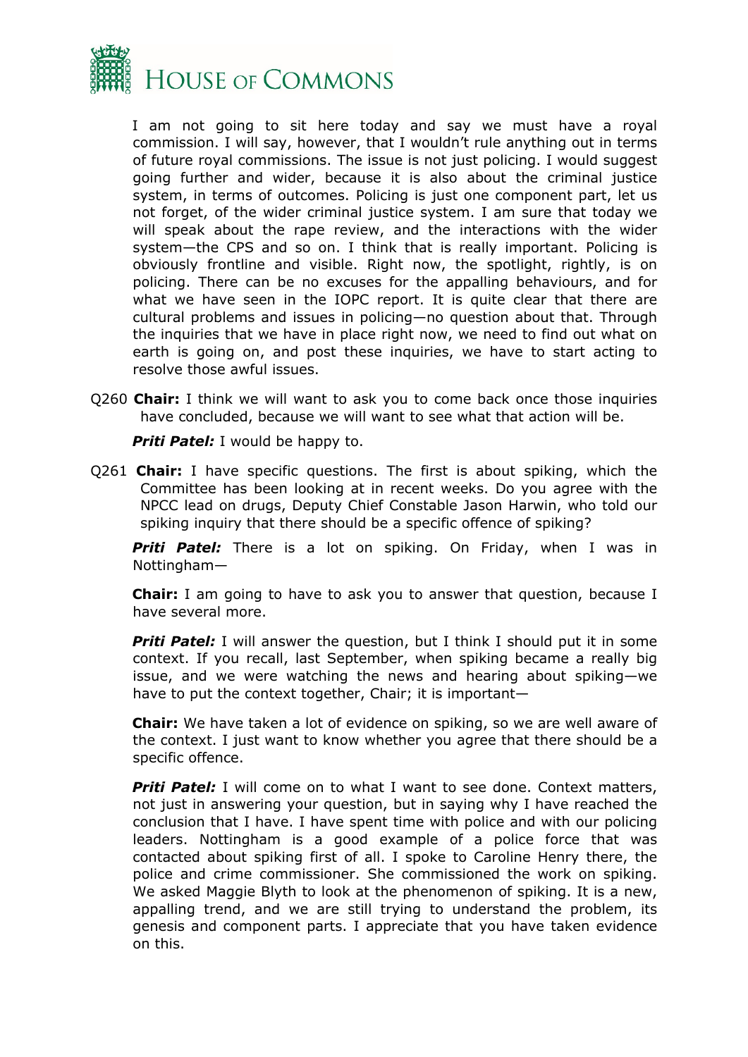I am not going to sit here today and say we must have a royal commission. I will say, however, that I wouldn't rule anything out in terms of future royal commissions. The issue is not just policing. I would suggest going further and wider, because it is also about the criminal justice system, in terms of outcomes. Policing is just one component part, let us not forget, of the wider criminal justice system. I am sure that today we will speak about the rape review, and the interactions with the wider system—the CPS and so on. I think that is really important. Policing is obviously frontline and visible. Right now, the spotlight, rightly, is on policing. There can be no excuses for the appalling behaviours, and for what we have seen in the IOPC report. It is quite clear that there are cultural problems and issues in policing—no question about that. Through the inquiries that we have in place right now, we need to find out what on earth is going on, and post these inquiries, we have to start acting to resolve those awful issues.

Q260 **Chair:** I think we will want to ask you to come back once those inquiries have concluded, because we will want to see what that action will be.

***Priti Patel:*** I would be happy to.

Q261 **Chair:** I have specific questions. The first is about spiking, which the Committee has been looking at in recent weeks. Do you agree with the NPCC lead on drugs, Deputy Chief Constable Jason Harwin, who told our spiking inquiry that there should be a specific offence of spiking?

***Priti Patel:*** There is a lot on spiking. On Friday, when I was in Nottingham—

**Chair:** I am going to have to ask you to answer that question, because I have several more.

***Priti Patel:*** I will answer the question, but I think I should put it in some context. If you recall, last September, when spiking became a really big issue, and we were watching the news and hearing about spiking—we have to put the context together, Chair; it is important—

**Chair:** We have taken a lot of evidence on spiking, so we are well aware of the context. I just want to know whether you agree that there should be a specific offence.

***Priti Patel:*** I will come on to what I want to see done. Context matters, not just in answering your question, but in saying why I have reached the conclusion that I have. I have spent time with police and with our policing leaders. Nottingham is a good example of a police force that was contacted about spiking first of all. I spoke to Caroline Henry there, the police and crime commissioner. She commissioned the work on spiking. We asked Maggie Blyth to look at the phenomenon of spiking. It is a new, appalling trend, and we are still trying to understand the problem, its genesis and component parts. I appreciate that you have taken evidence on this.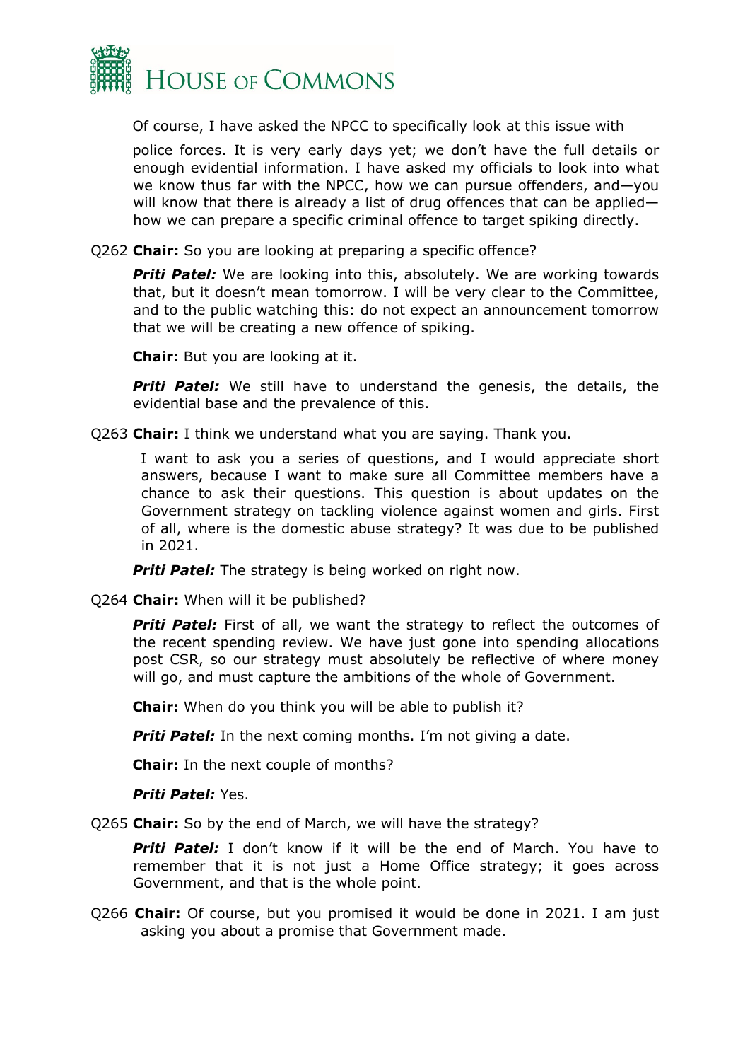Of course, I have asked the NPCC to specifically look at this issue with police forces. It is very early days yet; we don't have the full details or enough evidential information. I have asked my officials to look into what we know thus far with the NPCC, how we can pursue offenders, and—you will know that there is already a list of drug offences that can be applied—how we can prepare a specific criminal offence to target spiking directly.

Q262 **Chair:** So you are looking at preparing a specific offence?

***Priti Patel:*** We are looking into this, absolutely. We are working towards that, but it doesn't mean tomorrow. I will be very clear to the Committee, and to the public watching this: do not expect an announcement tomorrow that we will be creating a new offence of spiking.

**Chair:** But you are looking at it.

***Priti Patel:*** We still have to understand the genesis, the details, the evidential base and the prevalence of this.

Q263 **Chair:** I think we understand what you are saying. Thank you.

I want to ask you a series of questions, and I would appreciate short answers, because I want to make sure all Committee members have a chance to ask their questions. This question is about updates on the Government strategy on tackling violence against women and girls. First of all, where is the domestic abuse strategy? It was due to be published in 2021.

***Priti Patel:*** The strategy is being worked on right now.

Q264 **Chair:** When will it be published?

***Priti Patel:*** First of all, we want the strategy to reflect the outcomes of the recent spending review. We have just gone into spending allocations post CSR, so our strategy must absolutely be reflective of where money will go, and must capture the ambitions of the whole of Government.

**Chair:** When do you think you will be able to publish it?

***Priti Patel:*** In the next coming months. I'm not giving a date.

**Chair:** In the next couple of months?

***Priti Patel:*** Yes.

Q265 **Chair:** So by the end of March, we will have the strategy?

***Priti Patel:*** I don't know if it will be the end of March. You have to remember that it is not just a Home Office strategy; it goes across Government, and that is the whole point.

Q266 **Chair:** Of course, but you promised it would be done in 2021. I am just asking you about a promise that Government made.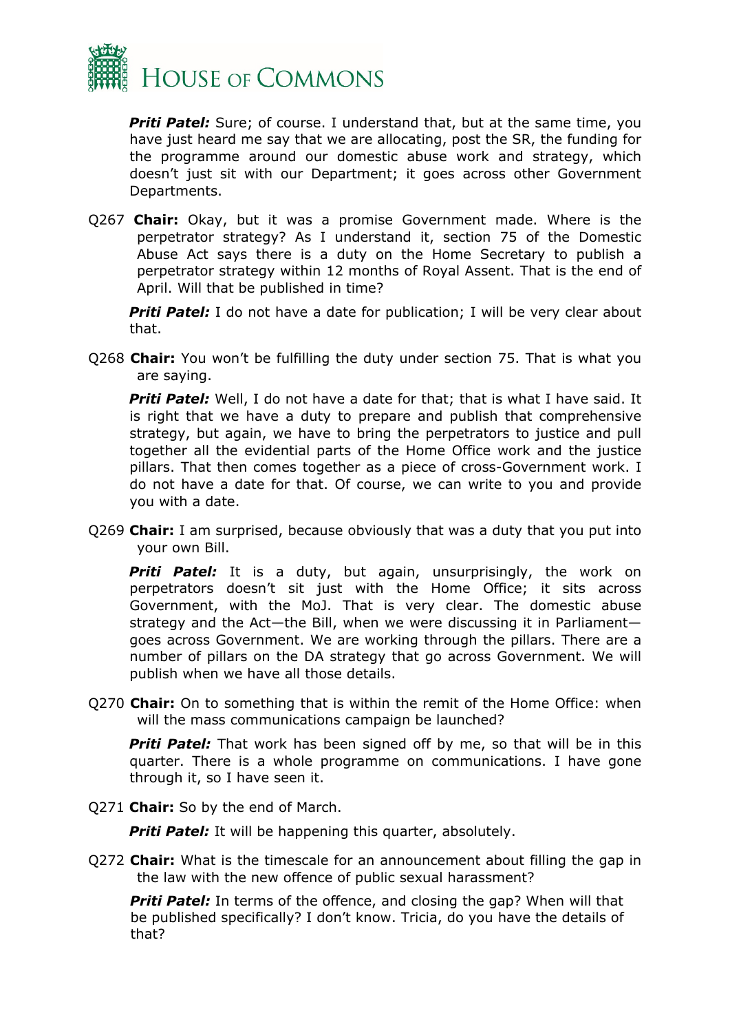***Priti Patel:*** Sure; of course. I understand that, but at the same time, you have just heard me say that we are allocating, post the SR, the funding for the programme around our domestic abuse work and strategy, which doesn't just sit with our Department; it goes across other Government Departments.

Q267 **Chair:** Okay, but it was a promise Government made. Where is the perpetrator strategy? As I understand it, section 75 of the Domestic Abuse Act says there is a duty on the Home Secretary to publish a perpetrator strategy within 12 months of Royal Assent. That is the end of April. Will that be published in time?

***Priti Patel:*** I do not have a date for publication; I will be very clear about that.

Q268 **Chair:** You won't be fulfilling the duty under section 75. That is what you are saying.

***Priti Patel:*** Well, I do not have a date for that; that is what I have said. It is right that we have a duty to prepare and publish that comprehensive strategy, but again, we have to bring the perpetrators to justice and pull together all the evidential parts of the Home Office work and the justice pillars. That then comes together as a piece of cross-Government work. I do not have a date for that. Of course, we can write to you and provide you with a date.

Q269 **Chair:** I am surprised, because obviously that was a duty that you put into your own Bill.

***Priti Patel:*** It is a duty, but again, unsurprisingly, the work on perpetrators doesn't sit just with the Home Office; it sits across Government, with the MoJ. That is very clear. The domestic abuse strategy and the Act—the Bill, when we were discussing it in Parliament—goes across Government. We are working through the pillars. There are a number of pillars on the DA strategy that go across Government. We will publish when we have all those details.

Q270 **Chair:** On to something that is within the remit of the Home Office: when will the mass communications campaign be launched?

***Priti Patel:*** That work has been signed off by me, so that will be in this quarter. There is a whole programme on communications. I have gone through it, so I have seen it.

Q271 **Chair:** So by the end of March.

***Priti Patel:*** It will be happening this quarter, absolutely.

Q272 **Chair:** What is the timescale for an announcement about filling the gap in the law with the new offence of public sexual harassment?

***Priti Patel:*** In terms of the offence, and closing the gap? When will that be published specifically? I don't know. Tricia, do you have the details of that?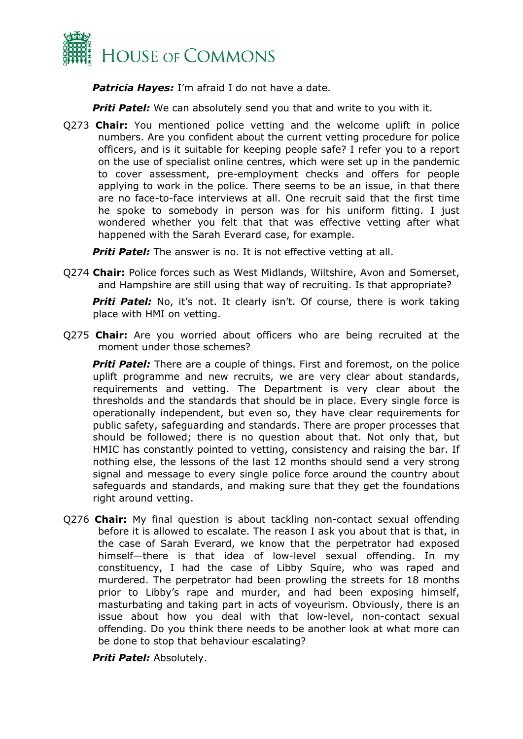***Patricia Hayes:*** I'm afraid I do not have a date.

***Priti Patel:*** We can absolutely send you that and write to you with it.

Q273 **Chair:** You mentioned police vetting and the welcome uplift in police numbers. Are you confident about the current vetting procedure for police officers, and is it suitable for keeping people safe? I refer you to a report on the use of specialist online centres, which were set up in the pandemic to cover assessment, pre-employment checks and offers for people applying to work in the police. There seems to be an issue, in that there are no face-to-face interviews at all. One recruit said that the first time he spoke to somebody in person was for his uniform fitting. I just wondered whether you felt that that was effective vetting after what happened with the Sarah Everard case, for example.

***Priti Patel:*** The answer is no. It is not effective vetting at all.

Q274 **Chair:** Police forces such as West Midlands, Wiltshire, Avon and Somerset, and Hampshire are still using that way of recruiting. Is that appropriate?

***Priti Patel:*** No, it's not. It clearly isn't. Of course, there is work taking place with HMI on vetting.

Q275 **Chair:** Are you worried about officers who are being recruited at the moment under those schemes?

***Priti Patel:*** There are a couple of things. First and foremost, on the police uplift programme and new recruits, we are very clear about standards, requirements and vetting. The Department is very clear about the thresholds and the standards that should be in place. Every single force is operationally independent, but even so, they have clear requirements for public safety, safeguarding and standards. There are proper processes that should be followed; there is no question about that. Not only that, but HMIC has constantly pointed to vetting, consistency and raising the bar. If nothing else, the lessons of the last 12 months should send a very strong signal and message to every single police force around the country about safeguards and standards, and making sure that they get the foundations right around vetting.

Q276 **Chair:** My final question is about tackling non-contact sexual offending before it is allowed to escalate. The reason I ask you about that is that, in the case of Sarah Everard, we know that the perpetrator had exposed himself—there is that idea of low-level sexual offending. In my constituency, I had the case of Libby Squire, who was raped and murdered. The perpetrator had been prowling the streets for 18 months prior to Libby's rape and murder, and had been exposing himself, masturbating and taking part in acts of voyeurism. Obviously, there is an issue about how you deal with that low-level, non-contact sexual offending. Do you think there needs to be another look at what more can be done to stop that behaviour escalating?

***Priti Patel:*** Absolutely.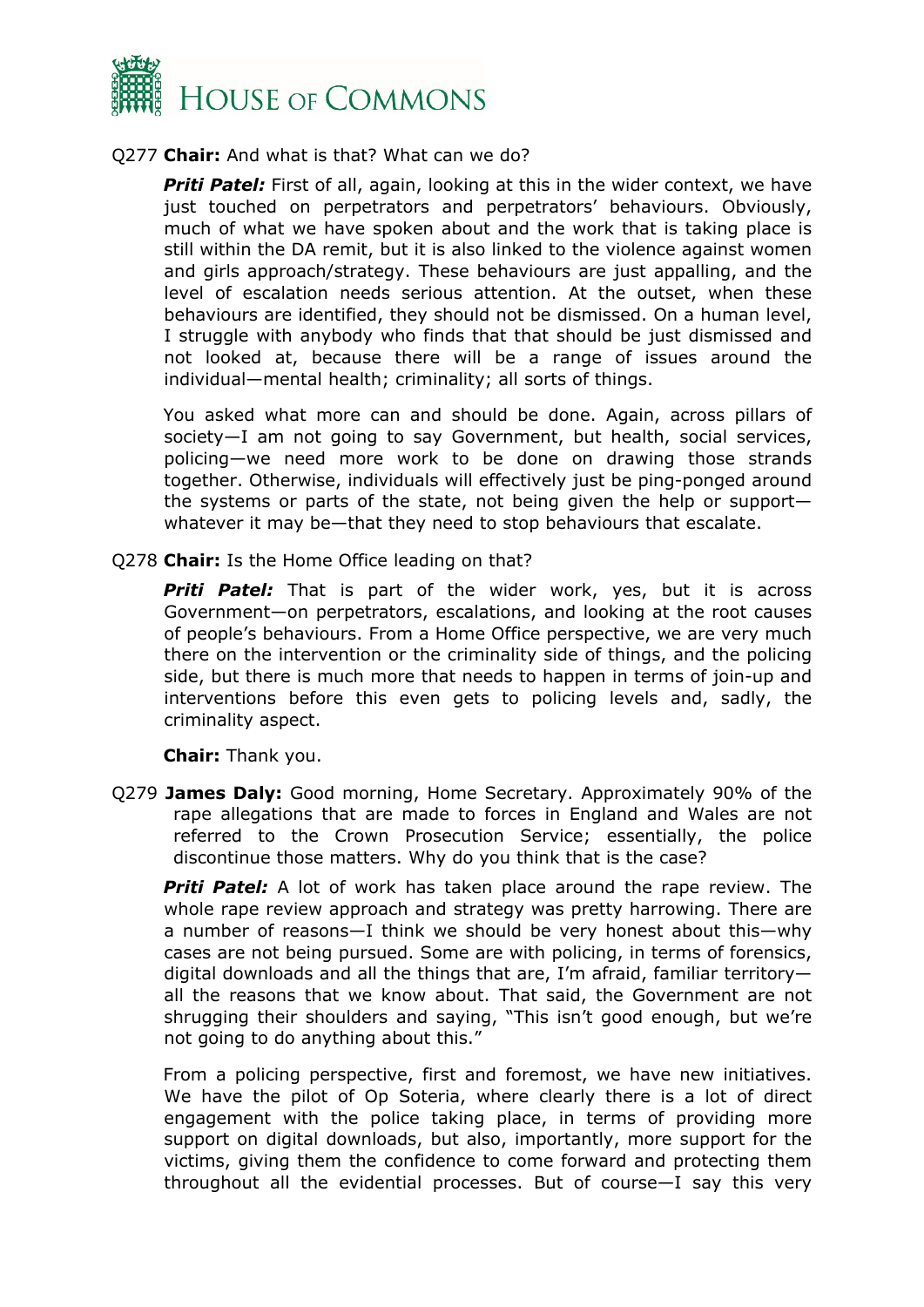Q277 **Chair:** And what is that? What can we do?

***Priti Patel:*** First of all, again, looking at this in the wider context, we have just touched on perpetrators and perpetrators' behaviours. Obviously, much of what we have spoken about and the work that is taking place is still within the DA remit, but it is also linked to the violence against women and girls approach/strategy. These behaviours are just appalling, and the level of escalation needs serious attention. At the outset, when these behaviours are identified, they should not be dismissed. On a human level, I struggle with anybody who finds that that should be just dismissed and not looked at, because there will be a range of issues around the individual—mental health; criminality; all sorts of things.

You asked what more can and should be done. Again, across pillars of society—I am not going to say Government, but health, social services, policing—we need more work to be done on drawing those strands together. Otherwise, individuals will effectively just be ping-ponged around the systems or parts of the state, not being given the help or support—whatever it may be—that they need to stop behaviours that escalate.

Q278 **Chair:** Is the Home Office leading on that?

***Priti Patel:*** That is part of the wider work, yes, but it is across Government—on perpetrators, escalations, and looking at the root causes of people's behaviours. From a Home Office perspective, we are very much there on the intervention or the criminality side of things, and the policing side, but there is much more that needs to happen in terms of join-up and interventions before this even gets to policing levels and, sadly, the criminality aspect.

**Chair:** Thank you.

Q279 **James Daly:** Good morning, Home Secretary. Approximately 90% of the rape allegations that are made to forces in England and Wales are not referred to the Crown Prosecution Service; essentially, the police discontinue those matters. Why do you think that is the case?

***Priti Patel:*** A lot of work has taken place around the rape review. The whole rape review approach and strategy was pretty harrowing. There are a number of reasons—I think we should be very honest about this—why cases are not being pursued. Some are with policing, in terms of forensics, digital downloads and all the things that are, I'm afraid, familiar territory—all the reasons that we know about. That said, the Government are not shrugging their shoulders and saying, "This isn't good enough, but we're not going to do anything about this."

From a policing perspective, first and foremost, we have new initiatives. We have the pilot of Op Soteria, where clearly there is a lot of direct engagement with the police taking place, in terms of providing more support on digital downloads, but also, importantly, more support for the victims, giving them the confidence to come forward and protecting them throughout all the evidential processes. But of course—I say this very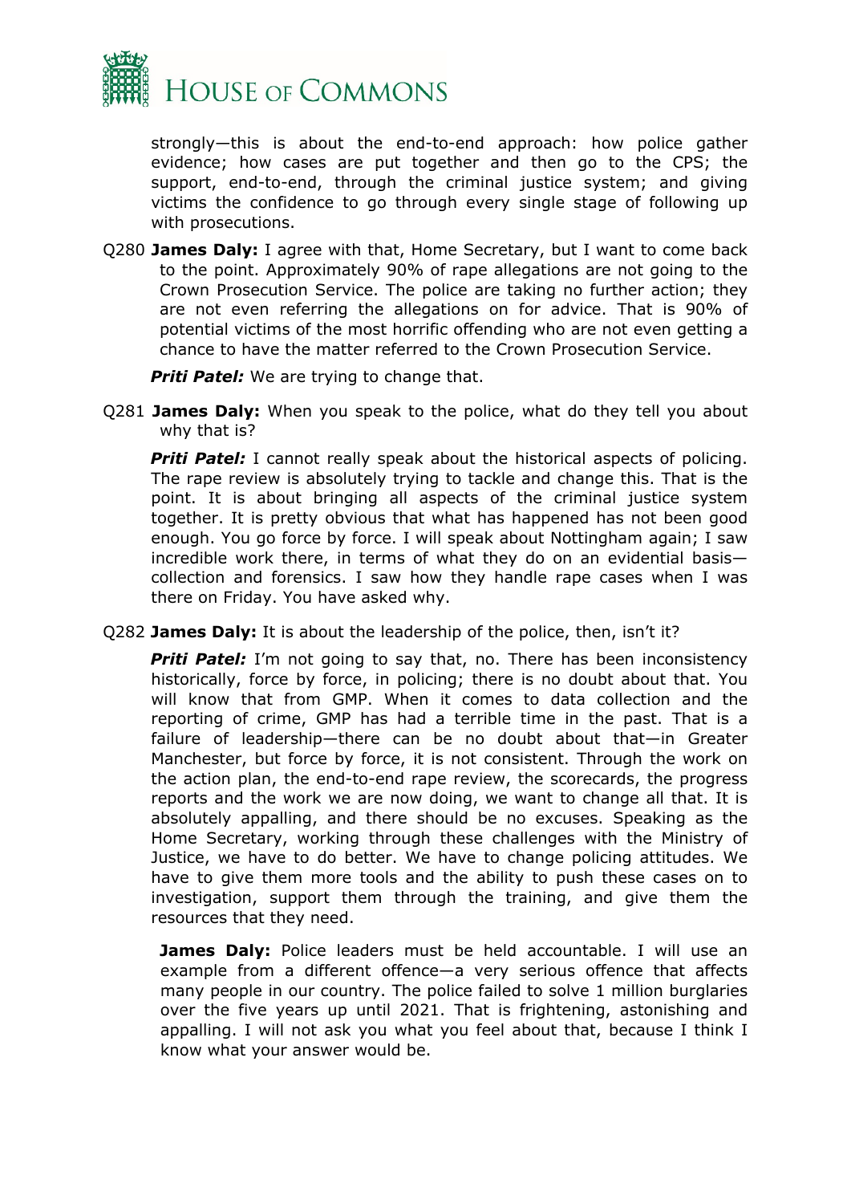strongly—this is about the end-to-end approach: how police gather evidence; how cases are put together and then go to the CPS; the support, end-to-end, through the criminal justice system; and giving victims the confidence to go through every single stage of following up with prosecutions.

Q280 **James Daly:** I agree with that, Home Secretary, but I want to come back to the point. Approximately 90% of rape allegations are not going to the Crown Prosecution Service. The police are taking no further action; they are not even referring the allegations on for advice. That is 90% of potential victims of the most horrific offending who are not even getting a chance to have the matter referred to the Crown Prosecution Service.

***Priti Patel:*** We are trying to change that.

Q281 **James Daly:** When you speak to the police, what do they tell you about why that is?

***Priti Patel:*** I cannot really speak about the historical aspects of policing. The rape review is absolutely trying to tackle and change this. That is the point. It is about bringing all aspects of the criminal justice system together. It is pretty obvious that what has happened has not been good enough. You go force by force. I will speak about Nottingham again; I saw incredible work there, in terms of what they do on an evidential basis—collection and forensics. I saw how they handle rape cases when I was there on Friday. You have asked why.

Q282 **James Daly:** It is about the leadership of the police, then, isn't it?

***Priti Patel:*** I'm not going to say that, no. There has been inconsistency historically, force by force, in policing; there is no doubt about that. You will know that from GMP. When it comes to data collection and the reporting of crime, GMP has had a terrible time in the past. That is a failure of leadership—there can be no doubt about that—in Greater Manchester, but force by force, it is not consistent. Through the work on the action plan, the end-to-end rape review, the scorecards, the progress reports and the work we are now doing, we want to change all that. It is absolutely appalling, and there should be no excuses. Speaking as the Home Secretary, working through these challenges with the Ministry of Justice, we have to do better. We have to change policing attitudes. We have to give them more tools and the ability to push these cases on to investigation, support them through the training, and give them the resources that they need.

**James Daly:** Police leaders must be held accountable. I will use an example from a different offence—a very serious offence that affects many people in our country. The police failed to solve 1 million burglaries over the five years up until 2021. That is frightening, astonishing and appalling. I will not ask you what you feel about that, because I think I know what your answer would be.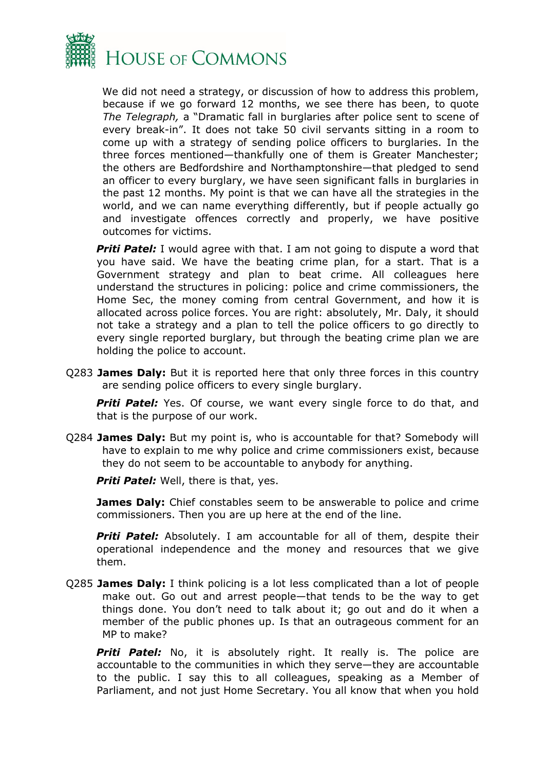We did not need a strategy, or discussion of how to address this problem, because if we go forward 12 months, we see there has been, to quote *The Telegraph,* a "Dramatic fall in burglaries after police sent to scene of every break-in". It does not take 50 civil servants sitting in a room to come up with a strategy of sending police officers to burglaries. In the three forces mentioned—thankfully one of them is Greater Manchester; the others are Bedfordshire and Northamptonshire—that pledged to send an officer to every burglary, we have seen significant falls in burglaries in the past 12 months. My point is that we can have all the strategies in the world, and we can name everything differently, but if people actually go and investigate offences correctly and properly, we have positive outcomes for victims.

***Priti Patel:*** I would agree with that. I am not going to dispute a word that you have said. We have the beating crime plan, for a start. That is a Government strategy and plan to beat crime. All colleagues here understand the structures in policing: police and crime commissioners, the Home Sec, the money coming from central Government, and how it is allocated across police forces. You are right: absolutely, Mr. Daly, it should not take a strategy and a plan to tell the police officers to go directly to every single reported burglary, but through the beating crime plan we are holding the police to account.

Q283 **James Daly:** But it is reported here that only three forces in this country are sending police officers to every single burglary.

***Priti Patel:*** Yes. Of course, we want every single force to do that, and that is the purpose of our work.

Q284 **James Daly:** But my point is, who is accountable for that? Somebody will have to explain to me why police and crime commissioners exist, because they do not seem to be accountable to anybody for anything.

***Priti Patel:*** Well, there is that, yes.

**James Daly:** Chief constables seem to be answerable to police and crime commissioners. Then you are up here at the end of the line.

***Priti Patel:*** Absolutely. I am accountable for all of them, despite their operational independence and the money and resources that we give them.

Q285 **James Daly:** I think policing is a lot less complicated than a lot of people make out. Go out and arrest people—that tends to be the way to get things done. You don't need to talk about it; go out and do it when a member of the public phones up. Is that an outrageous comment for an MP to make?

***Priti Patel:*** No, it is absolutely right. It really is. The police are accountable to the communities in which they serve—they are accountable to the public. I say this to all colleagues, speaking as a Member of Parliament, and not just Home Secretary. You all know that when you hold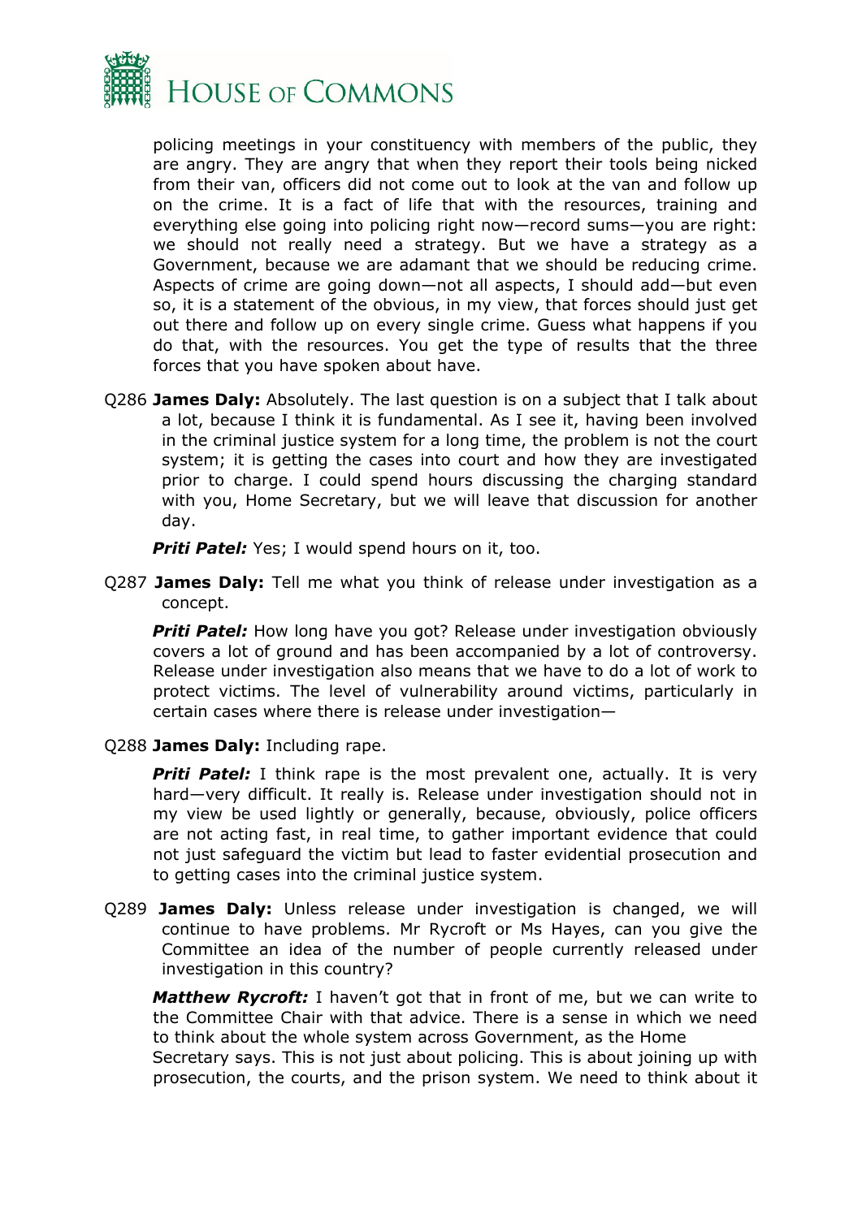policing meetings in your constituency with members of the public, they are angry. They are angry that when they report their tools being nicked from their van, officers did not come out to look at the van and follow up on the crime. It is a fact of life that with the resources, training and everything else going into policing right now—record sums—you are right: we should not really need a strategy. But we have a strategy as a Government, because we are adamant that we should be reducing crime. Aspects of crime are going down—not all aspects, I should add—but even so, it is a statement of the obvious, in my view, that forces should just get out there and follow up on every single crime. Guess what happens if you do that, with the resources. You get the type of results that the three forces that you have spoken about have.

Q286 **James Daly:** Absolutely. The last question is on a subject that I talk about a lot, because I think it is fundamental. As I see it, having been involved in the criminal justice system for a long time, the problem is not the court system; it is getting the cases into court and how they are investigated prior to charge. I could spend hours discussing the charging standard with you, Home Secretary, but we will leave that discussion for another day.

***Priti Patel:*** Yes; I would spend hours on it, too.

Q287 **James Daly:** Tell me what you think of release under investigation as a concept.

***Priti Patel:*** How long have you got? Release under investigation obviously covers a lot of ground and has been accompanied by a lot of controversy. Release under investigation also means that we have to do a lot of work to protect victims. The level of vulnerability around victims, particularly in certain cases where there is release under investigation—

Q288 **James Daly:** Including rape.

***Priti Patel:*** I think rape is the most prevalent one, actually. It is very hard—very difficult. It really is. Release under investigation should not in my view be used lightly or generally, because, obviously, police officers are not acting fast, in real time, to gather important evidence that could not just safeguard the victim but lead to faster evidential prosecution and to getting cases into the criminal justice system.

Q289 **James Daly:** Unless release under investigation is changed, we will continue to have problems. Mr Rycroft or Ms Hayes, can you give the Committee an idea of the number of people currently released under investigation in this country?

***Matthew Rycroft:*** I haven't got that in front of me, but we can write to the Committee Chair with that advice. There is a sense in which we need to think about the whole system across Government, as the Home Secretary says. This is not just about policing. This is about joining up with prosecution, the courts, and the prison system. We need to think about it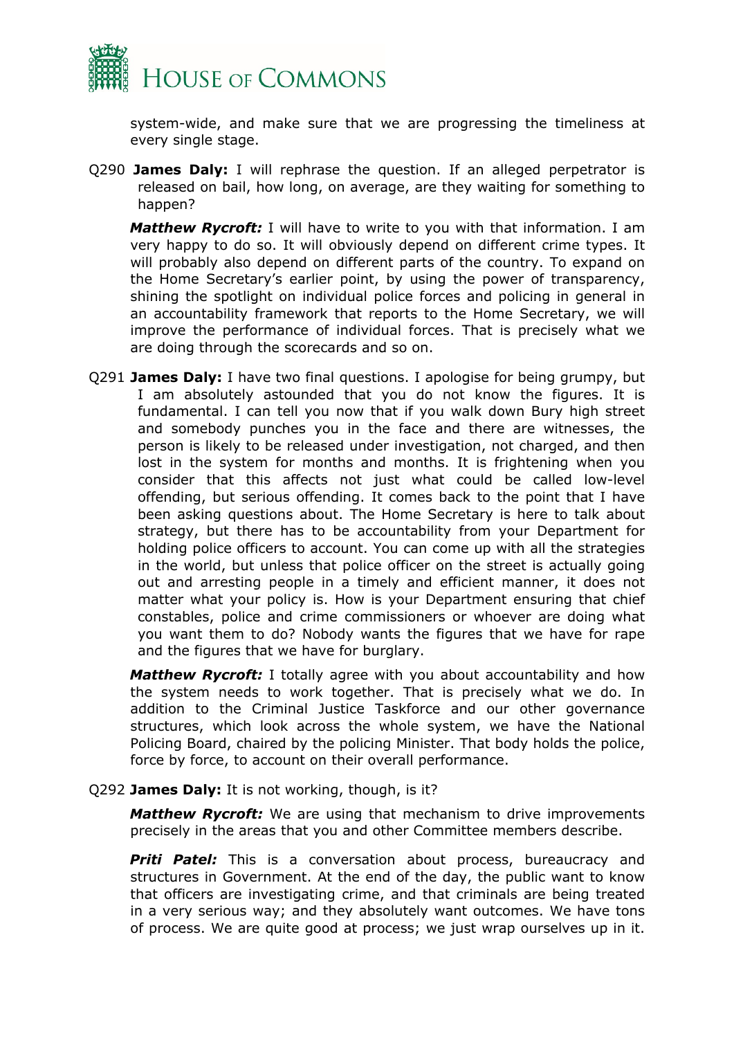system-wide, and make sure that we are progressing the timeliness at every single stage.

Q290 **James Daly:** I will rephrase the question. If an alleged perpetrator is released on bail, how long, on average, are they waiting for something to happen?

***Matthew Rycroft:*** I will have to write to you with that information. I am very happy to do so. It will obviously depend on different crime types. It will probably also depend on different parts of the country. To expand on the Home Secretary's earlier point, by using the power of transparency, shining the spotlight on individual police forces and policing in general in an accountability framework that reports to the Home Secretary, we will improve the performance of individual forces. That is precisely what we are doing through the scorecards and so on.

Q291 **James Daly:** I have two final questions. I apologise for being grumpy, but I am absolutely astounded that you do not know the figures. It is fundamental. I can tell you now that if you walk down Bury high street and somebody punches you in the face and there are witnesses, the person is likely to be released under investigation, not charged, and then lost in the system for months and months. It is frightening when you consider that this affects not just what could be called low-level offending, but serious offending. It comes back to the point that I have been asking questions about. The Home Secretary is here to talk about strategy, but there has to be accountability from your Department for holding police officers to account. You can come up with all the strategies in the world, but unless that police officer on the street is actually going out and arresting people in a timely and efficient manner, it does not matter what your policy is. How is your Department ensuring that chief constables, police and crime commissioners or whoever are doing what you want them to do? Nobody wants the figures that we have for rape and the figures that we have for burglary.

***Matthew Rycroft:*** I totally agree with you about accountability and how the system needs to work together. That is precisely what we do. In addition to the Criminal Justice Taskforce and our other governance structures, which look across the whole system, we have the National Policing Board, chaired by the policing Minister. That body holds the police, force by force, to account on their overall performance.

Q292 **James Daly:** It is not working, though, is it?

***Matthew Rycroft:*** We are using that mechanism to drive improvements precisely in the areas that you and other Committee members describe.

***Priti Patel:*** This is a conversation about process, bureaucracy and structures in Government. At the end of the day, the public want to know that officers are investigating crime, and that criminals are being treated in a very serious way; and they absolutely want outcomes. We have tons of process. We are quite good at process; we just wrap ourselves up in it.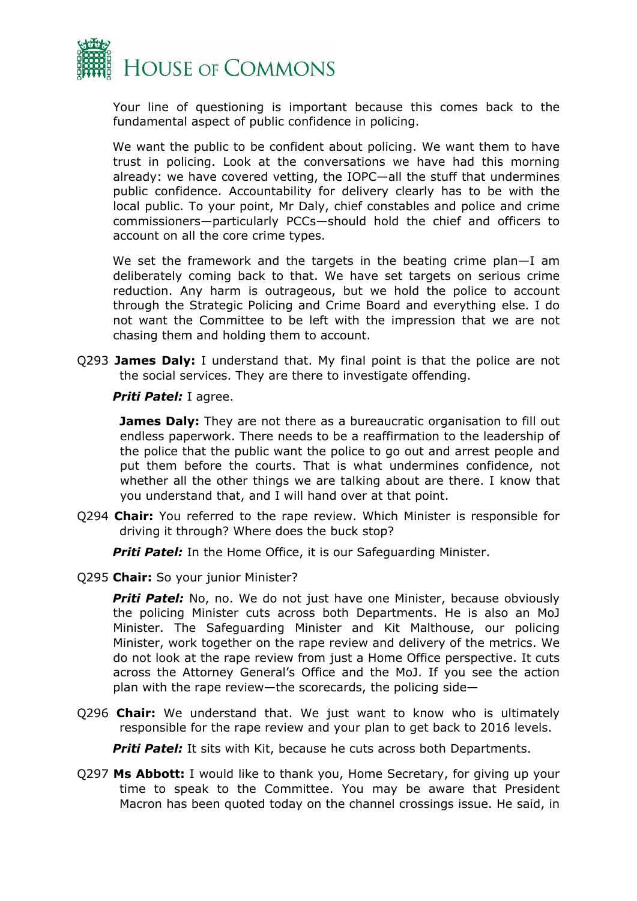Your line of questioning is important because this comes back to the fundamental aspect of public confidence in policing.

We want the public to be confident about policing. We want them to have trust in policing. Look at the conversations we have had this morning already: we have covered vetting, the IOPC—all the stuff that undermines public confidence. Accountability for delivery clearly has to be with the local public. To your point, Mr Daly, chief constables and police and crime commissioners—particularly PCCs—should hold the chief and officers to account on all the core crime types.

We set the framework and the targets in the beating crime plan—I am deliberately coming back to that. We have set targets on serious crime reduction. Any harm is outrageous, but we hold the police to account through the Strategic Policing and Crime Board and everything else. I do not want the Committee to be left with the impression that we are not chasing them and holding them to account.

Q293 **James Daly:** I understand that. My final point is that the police are not the social services. They are there to investigate offending.

***Priti Patel:*** I agree.

**James Daly:** They are not there as a bureaucratic organisation to fill out endless paperwork. There needs to be a reaffirmation to the leadership of the police that the public want the police to go out and arrest people and put them before the courts. That is what undermines confidence, not whether all the other things we are talking about are there. I know that you understand that, and I will hand over at that point.

Q294 **Chair:** You referred to the rape review. Which Minister is responsible for driving it through? Where does the buck stop?

***Priti Patel:*** In the Home Office, it is our Safeguarding Minister.

Q295 **Chair:** So your junior Minister?

***Priti Patel:*** No, no. We do not just have one Minister, because obviously the policing Minister cuts across both Departments. He is also an MoJ Minister. The Safeguarding Minister and Kit Malthouse, our policing Minister, work together on the rape review and delivery of the metrics. We do not look at the rape review from just a Home Office perspective. It cuts across the Attorney General's Office and the MoJ. If you see the action plan with the rape review—the scorecards, the policing side—

Q296 **Chair:** We understand that. We just want to know who is ultimately responsible for the rape review and your plan to get back to 2016 levels.

***Priti Patel:*** It sits with Kit, because he cuts across both Departments.

Q297 **Ms Abbott:** I would like to thank you, Home Secretary, for giving up your time to speak to the Committee. You may be aware that President Macron has been quoted today on the channel crossings issue. He said, in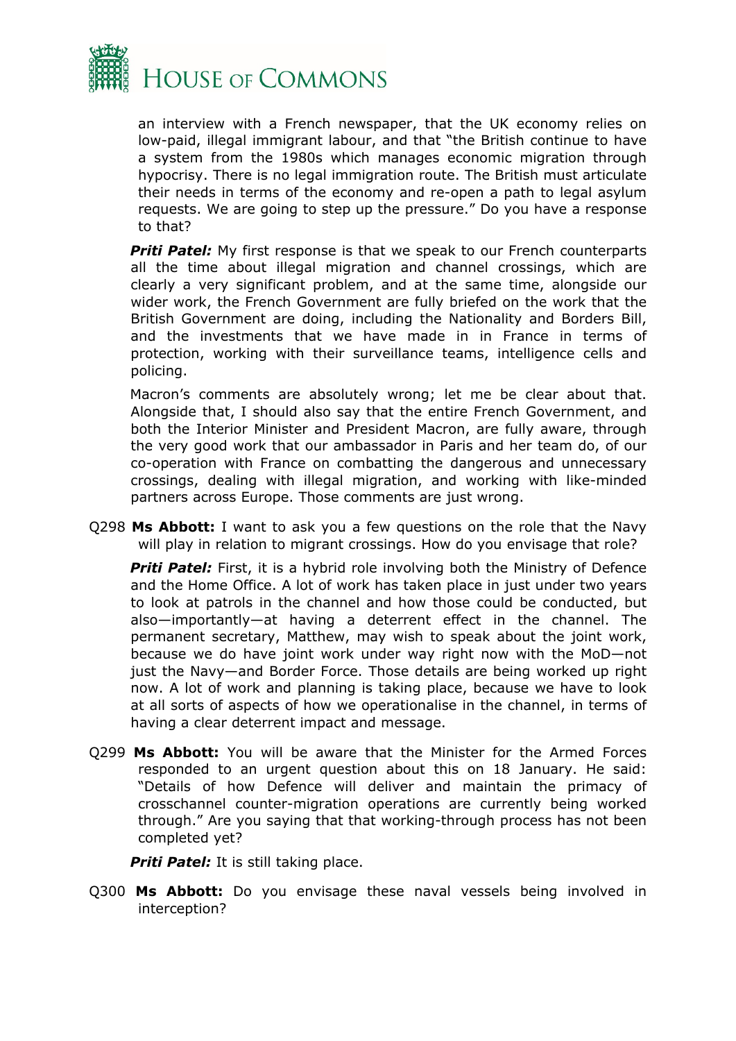an interview with a French newspaper, that the UK economy relies on low-paid, illegal immigrant labour, and that "the British continue to have a system from the 1980s which manages economic migration through hypocrisy. There is no legal immigration route. The British must articulate their needs in terms of the economy and re-open a path to legal asylum requests. We are going to step up the pressure." Do you have a response to that?

***Priti Patel:*** My first response is that we speak to our French counterparts all the time about illegal migration and channel crossings, which are clearly a very significant problem, and at the same time, alongside our wider work, the French Government are fully briefed on the work that the British Government are doing, including the Nationality and Borders Bill, and the investments that we have made in in France in terms of protection, working with their surveillance teams, intelligence cells and policing.

Macron's comments are absolutely wrong; let me be clear about that. Alongside that, I should also say that the entire French Government, and both the Interior Minister and President Macron, are fully aware, through the very good work that our ambassador in Paris and her team do, of our co-operation with France on combatting the dangerous and unnecessary crossings, dealing with illegal migration, and working with like-minded partners across Europe. Those comments are just wrong.

Q298 **Ms Abbott:** I want to ask you a few questions on the role that the Navy will play in relation to migrant crossings. How do you envisage that role?

***Priti Patel:*** First, it is a hybrid role involving both the Ministry of Defence and the Home Office. A lot of work has taken place in just under two years to look at patrols in the channel and how those could be conducted, but also—importantly—at having a deterrent effect in the channel. The permanent secretary, Matthew, may wish to speak about the joint work, because we do have joint work under way right now with the MoD—not just the Navy—and Border Force. Those details are being worked up right now. A lot of work and planning is taking place, because we have to look at all sorts of aspects of how we operationalise in the channel, in terms of having a clear deterrent impact and message.

Q299 **Ms Abbott:** You will be aware that the Minister for the Armed Forces responded to an urgent question about this on 18 January. He said: "Details of how Defence will deliver and maintain the primacy of crosschannel counter-migration operations are currently being worked through." Are you saying that that working-through process has not been completed yet?

***Priti Patel:*** It is still taking place.

Q300 **Ms Abbott:** Do you envisage these naval vessels being involved in interception?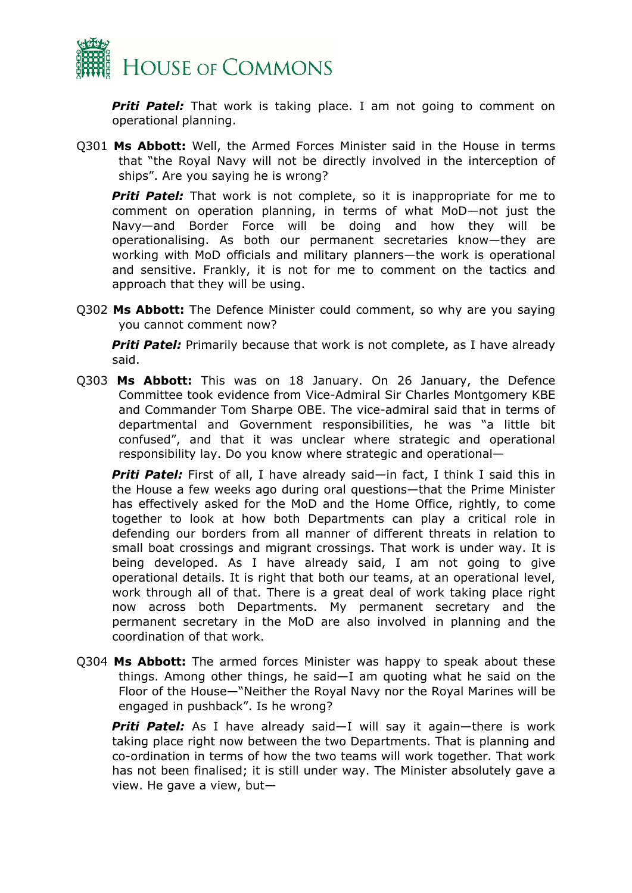***Priti Patel:*** That work is taking place. I am not going to comment on operational planning.

Q301 **Ms Abbott:** Well, the Armed Forces Minister said in the House in terms that "the Royal Navy will not be directly involved in the interception of ships". Are you saying he is wrong?

***Priti Patel:*** That work is not complete, so it is inappropriate for me to comment on operation planning, in terms of what MoD—not just the Navy—and Border Force will be doing and how they will be operationalising. As both our permanent secretaries know—they are working with MoD officials and military planners—the work is operational and sensitive. Frankly, it is not for me to comment on the tactics and approach that they will be using.

Q302 **Ms Abbott:** The Defence Minister could comment, so why are you saying you cannot comment now?

***Priti Patel:*** Primarily because that work is not complete, as I have already said.

Q303 **Ms Abbott:** This was on 18 January. On 26 January, the Defence Committee took evidence from Vice-Admiral Sir Charles Montgomery KBE and Commander Tom Sharpe OBE. The vice-admiral said that in terms of departmental and Government responsibilities, he was "a little bit confused", and that it was unclear where strategic and operational responsibility lay. Do you know where strategic and operational—

***Priti Patel:*** First of all, I have already said—in fact, I think I said this in the House a few weeks ago during oral questions—that the Prime Minister has effectively asked for the MoD and the Home Office, rightly, to come together to look at how both Departments can play a critical role in defending our borders from all manner of different threats in relation to small boat crossings and migrant crossings. That work is under way. It is being developed. As I have already said, I am not going to give operational details. It is right that both our teams, at an operational level, work through all of that. There is a great deal of work taking place right now across both Departments. My permanent secretary and the permanent secretary in the MoD are also involved in planning and the coordination of that work.

Q304 **Ms Abbott:** The armed forces Minister was happy to speak about these things. Among other things, he said—I am quoting what he said on the Floor of the House—"Neither the Royal Navy nor the Royal Marines will be engaged in pushback". Is he wrong?

***Priti Patel:*** As I have already said—I will say it again—there is work taking place right now between the two Departments. That is planning and co-ordination in terms of how the two teams will work together. That work has not been finalised; it is still under way. The Minister absolutely gave a view. He gave a view, but—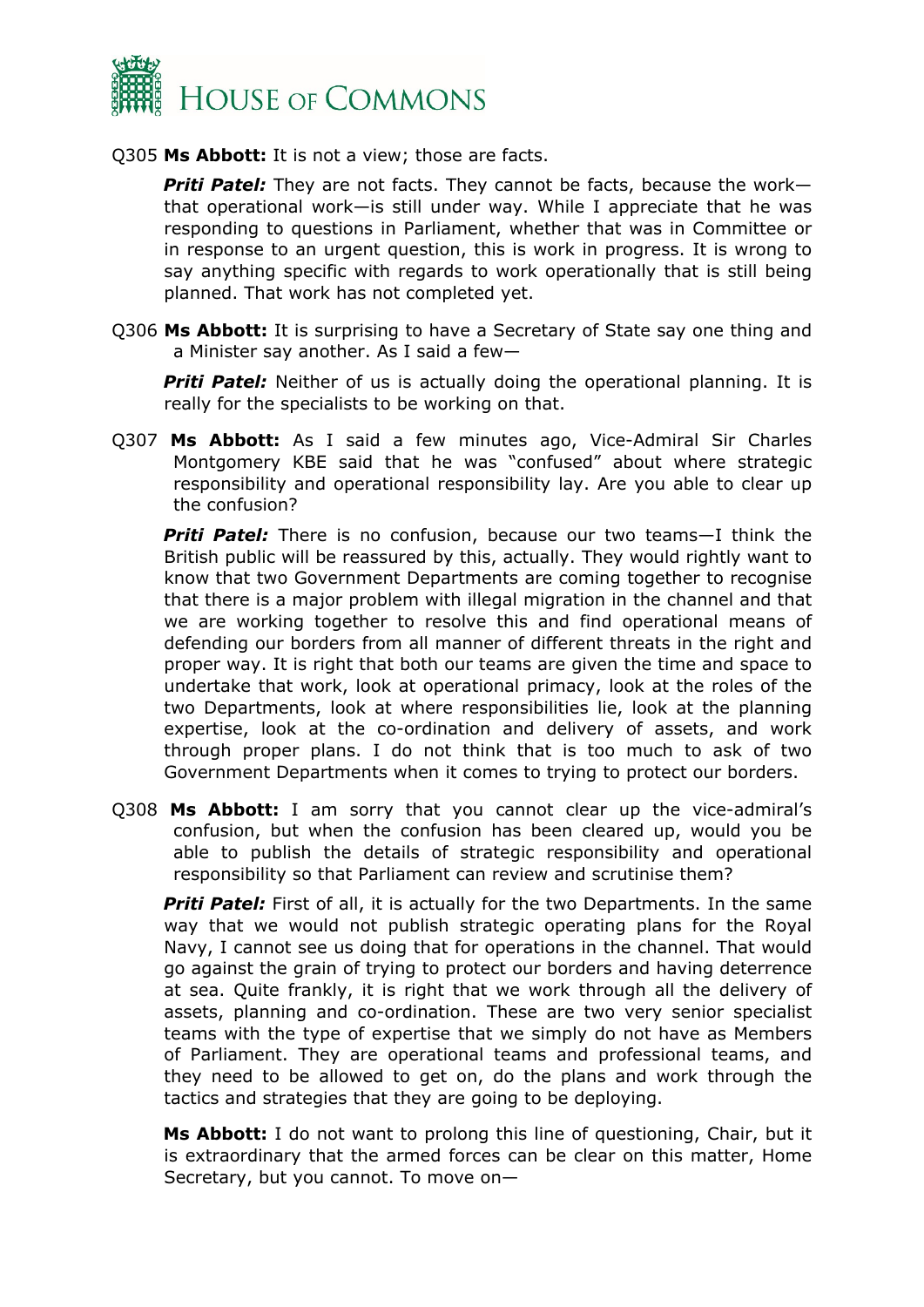Q305 **Ms Abbott:** It is not a view; those are facts.

***Priti Patel:*** They are not facts. They cannot be facts, because the work—that operational work—is still under way. While I appreciate that he was responding to questions in Parliament, whether that was in Committee or in response to an urgent question, this is work in progress. It is wrong to say anything specific with regards to work operationally that is still being planned. That work has not completed yet.

Q306 **Ms Abbott:** It is surprising to have a Secretary of State say one thing and a Minister say another. As I said a few—

***Priti Patel:*** Neither of us is actually doing the operational planning. It is really for the specialists to be working on that.

Q307 **Ms Abbott:** As I said a few minutes ago, Vice-Admiral Sir Charles Montgomery KBE said that he was "confused" about where strategic responsibility and operational responsibility lay. Are you able to clear up the confusion?

***Priti Patel:*** There is no confusion, because our two teams—I think the British public will be reassured by this, actually. They would rightly want to know that two Government Departments are coming together to recognise that there is a major problem with illegal migration in the channel and that we are working together to resolve this and find operational means of defending our borders from all manner of different threats in the right and proper way. It is right that both our teams are given the time and space to undertake that work, look at operational primacy, look at the roles of the two Departments, look at where responsibilities lie, look at the planning expertise, look at the co-ordination and delivery of assets, and work through proper plans. I do not think that is too much to ask of two Government Departments when it comes to trying to protect our borders.

Q308 **Ms Abbott:** I am sorry that you cannot clear up the vice-admiral's confusion, but when the confusion has been cleared up, would you be able to publish the details of strategic responsibility and operational responsibility so that Parliament can review and scrutinise them?

***Priti Patel:*** First of all, it is actually for the two Departments. In the same way that we would not publish strategic operating plans for the Royal Navy, I cannot see us doing that for operations in the channel. That would go against the grain of trying to protect our borders and having deterrence at sea. Quite frankly, it is right that we work through all the delivery of assets, planning and co-ordination. These are two very senior specialist teams with the type of expertise that we simply do not have as Members of Parliament. They are operational teams and professional teams, and they need to be allowed to get on, do the plans and work through the tactics and strategies that they are going to be deploying.

**Ms Abbott:** I do not want to prolong this line of questioning, Chair, but it is extraordinary that the armed forces can be clear on this matter, Home Secretary, but you cannot. To move on—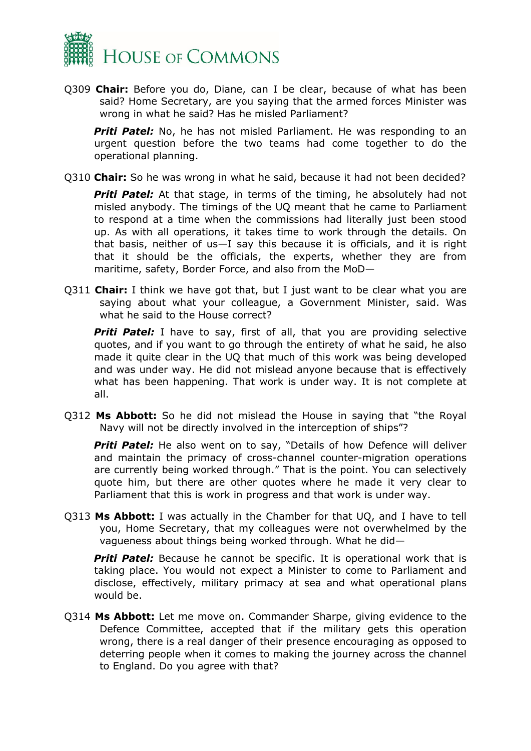Q309 **Chair:** Before you do, Diane, can I be clear, because of what has been said? Home Secretary, are you saying that the armed forces Minister was wrong in what he said? Has he misled Parliament?

***Priti Patel:*** No, he has not misled Parliament. He was responding to an urgent question before the two teams had come together to do the operational planning.

Q310 **Chair:** So he was wrong in what he said, because it had not been decided?

***Priti Patel:*** At that stage, in terms of the timing, he absolutely had not misled anybody. The timings of the UQ meant that he came to Parliament to respond at a time when the commissions had literally just been stood up. As with all operations, it takes time to work through the details. On that basis, neither of us—I say this because it is officials, and it is right that it should be the officials, the experts, whether they are from maritime, safety, Border Force, and also from the MoD—

Q311 **Chair:** I think we have got that, but I just want to be clear what you are saying about what your colleague, a Government Minister, said. Was what he said to the House correct?

***Priti Patel:*** I have to say, first of all, that you are providing selective quotes, and if you want to go through the entirety of what he said, he also made it quite clear in the UQ that much of this work was being developed and was under way. He did not mislead anyone because that is effectively what has been happening. That work is under way. It is not complete at all.

Q312 **Ms Abbott:** So he did not mislead the House in saying that "the Royal Navy will not be directly involved in the interception of ships"?

***Priti Patel:*** He also went on to say, "Details of how Defence will deliver and maintain the primacy of cross-channel counter-migration operations are currently being worked through." That is the point. You can selectively quote him, but there are other quotes where he made it very clear to Parliament that this is work in progress and that work is under way.

Q313 **Ms Abbott:** I was actually in the Chamber for that UQ, and I have to tell you, Home Secretary, that my colleagues were not overwhelmed by the vagueness about things being worked through. What he did—

***Priti Patel:*** Because he cannot be specific. It is operational work that is taking place. You would not expect a Minister to come to Parliament and disclose, effectively, military primacy at sea and what operational plans would be.

Q314 **Ms Abbott:** Let me move on. Commander Sharpe, giving evidence to the Defence Committee, accepted that if the military gets this operation wrong, there is a real danger of their presence encouraging as opposed to deterring people when it comes to making the journey across the channel to England. Do you agree with that?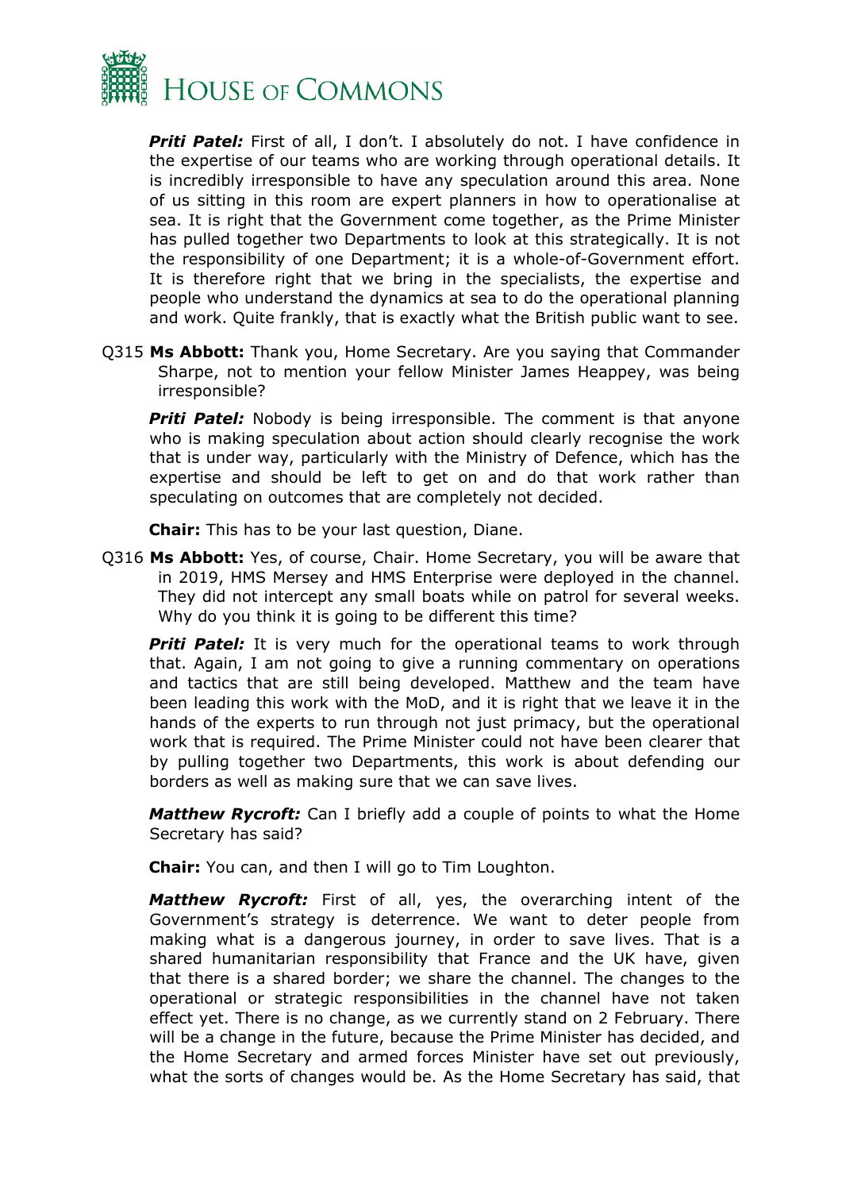***Priti Patel:*** First of all, I don't. I absolutely do not. I have confidence in the expertise of our teams who are working through operational details. It is incredibly irresponsible to have any speculation around this area. None of us sitting in this room are expert planners in how to operationalise at sea. It is right that the Government come together, as the Prime Minister has pulled together two Departments to look at this strategically. It is not the responsibility of one Department; it is a whole-of-Government effort. It is therefore right that we bring in the specialists, the expertise and people who understand the dynamics at sea to do the operational planning and work. Quite frankly, that is exactly what the British public want to see.

Q315 **Ms Abbott:** Thank you, Home Secretary. Are you saying that Commander Sharpe, not to mention your fellow Minister James Heappey, was being irresponsible?

***Priti Patel:*** Nobody is being irresponsible. The comment is that anyone who is making speculation about action should clearly recognise the work that is under way, particularly with the Ministry of Defence, which has the expertise and should be left to get on and do that work rather than speculating on outcomes that are completely not decided.

**Chair:** This has to be your last question, Diane.

Q316 **Ms Abbott:** Yes, of course, Chair. Home Secretary, you will be aware that in 2019, HMS Mersey and HMS Enterprise were deployed in the channel. They did not intercept any small boats while on patrol for several weeks. Why do you think it is going to be different this time?

***Priti Patel:*** It is very much for the operational teams to work through that. Again, I am not going to give a running commentary on operations and tactics that are still being developed. Matthew and the team have been leading this work with the MoD, and it is right that we leave it in the hands of the experts to run through not just primacy, but the operational work that is required. The Prime Minister could not have been clearer that by pulling together two Departments, this work is about defending our borders as well as making sure that we can save lives.

***Matthew Rycroft:*** Can I briefly add a couple of points to what the Home Secretary has said?

**Chair:** You can, and then I will go to Tim Loughton.

***Matthew Rycroft:*** First of all, yes, the overarching intent of the Government's strategy is deterrence. We want to deter people from making what is a dangerous journey, in order to save lives. That is a shared humanitarian responsibility that France and the UK have, given that there is a shared border; we share the channel. The changes to the operational or strategic responsibilities in the channel have not taken effect yet. There is no change, as we currently stand on 2 February. There will be a change in the future, because the Prime Minister has decided, and the Home Secretary and armed forces Minister have set out previously, what the sorts of changes would be. As the Home Secretary has said, that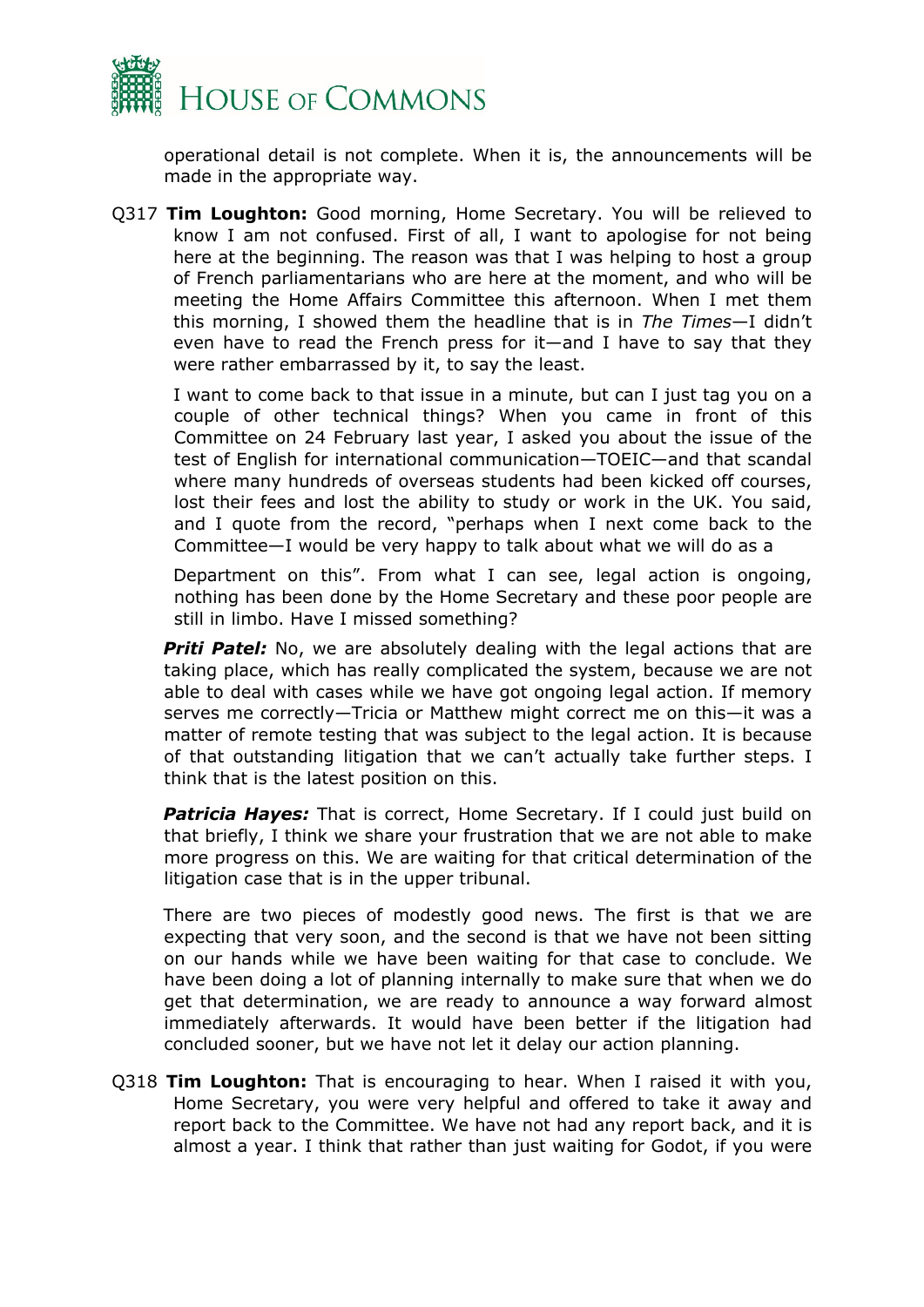operational detail is not complete. When it is, the announcements will be made in the appropriate way.

Q317 **Tim Loughton:** Good morning, Home Secretary. You will be relieved to know I am not confused. First of all, I want to apologise for not being here at the beginning. The reason was that I was helping to host a group of French parliamentarians who are here at the moment, and who will be meeting the Home Affairs Committee this afternoon. When I met them this morning, I showed them the headline that is in *The Times*—I didn't even have to read the French press for it—and I have to say that they were rather embarrassed by it, to say the least.

I want to come back to that issue in a minute, but can I just tag you on a couple of other technical things? When you came in front of this Committee on 24 February last year, I asked you about the issue of the test of English for international communication—TOEIC—and that scandal where many hundreds of overseas students had been kicked off courses, lost their fees and lost the ability to study or work in the UK. You said, and I quote from the record, "perhaps when I next come back to the Committee—I would be very happy to talk about what we will do as a Department on this". From what I can see, legal action is ongoing, nothing has been done by the Home Secretary and these poor people are still in limbo. Have I missed something?

***Priti Patel:*** No, we are absolutely dealing with the legal actions that are taking place, which has really complicated the system, because we are not able to deal with cases while we have got ongoing legal action. If memory serves me correctly—Tricia or Matthew might correct me on this—it was a matter of remote testing that was subject to the legal action. It is because of that outstanding litigation that we can't actually take further steps. I think that is the latest position on this.

***Patricia Hayes:*** That is correct, Home Secretary. If I could just build on that briefly, I think we share your frustration that we are not able to make more progress on this. We are waiting for that critical determination of the litigation case that is in the upper tribunal.

There are two pieces of modestly good news. The first is that we are expecting that very soon, and the second is that we have not been sitting on our hands while we have been waiting for that case to conclude. We have been doing a lot of planning internally to make sure that when we do get that determination, we are ready to announce a way forward almost immediately afterwards. It would have been better if the litigation had concluded sooner, but we have not let it delay our action planning.

Q318 **Tim Loughton:** That is encouraging to hear. When I raised it with you, Home Secretary, you were very helpful and offered to take it away and report back to the Committee. We have not had any report back, and it is almost a year. I think that rather than just waiting for Godot, if you were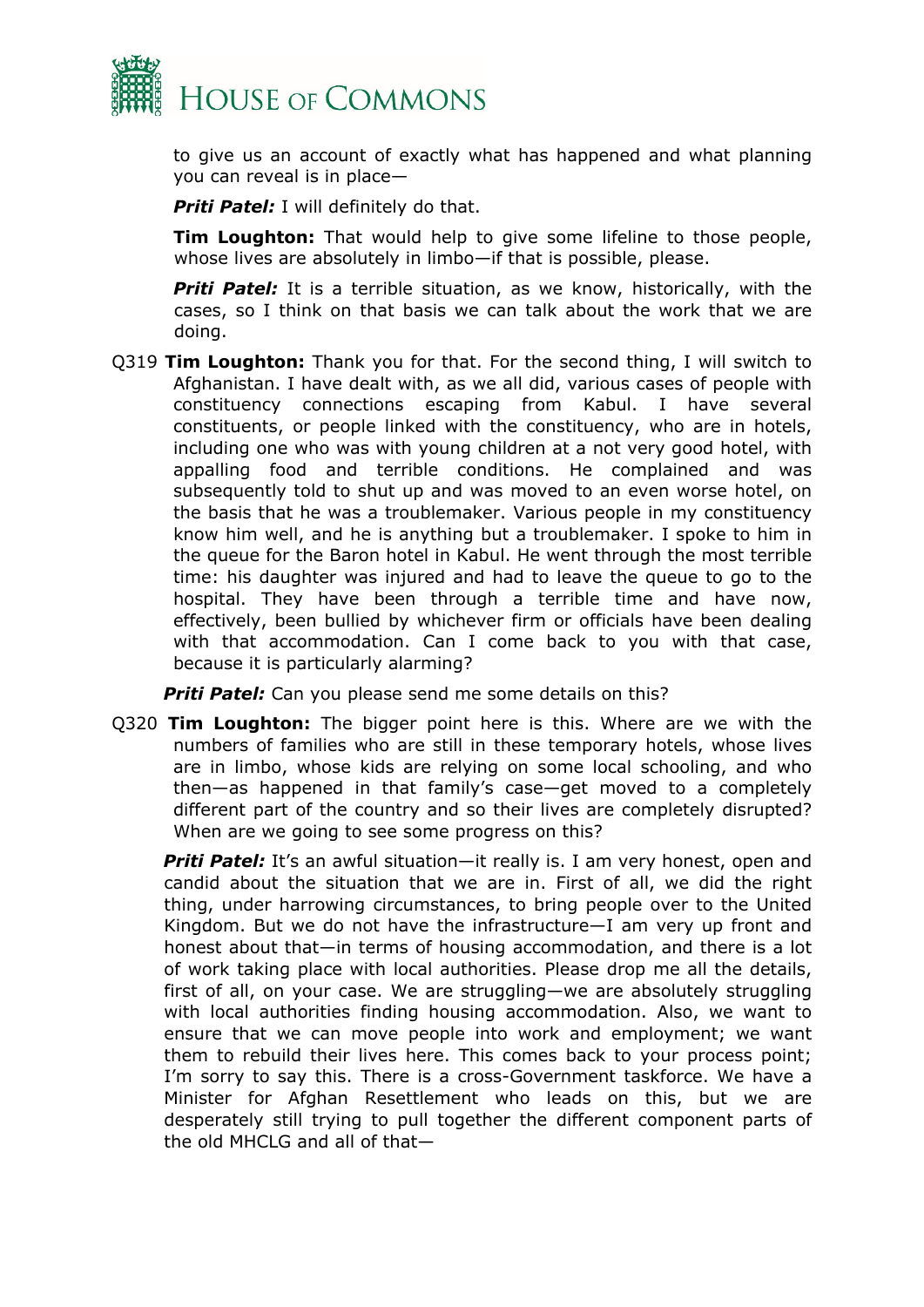to give us an account of exactly what has happened and what planning you can reveal is in place—

***Priti Patel:*** I will definitely do that.

**Tim Loughton:** That would help to give some lifeline to those people, whose lives are absolutely in limbo—if that is possible, please.

***Priti Patel:*** It is a terrible situation, as we know, historically, with the cases, so I think on that basis we can talk about the work that we are doing.

Q319 **Tim Loughton:** Thank you for that. For the second thing, I will switch to Afghanistan. I have dealt with, as we all did, various cases of people with constituency connections escaping from Kabul. I have several constituents, or people linked with the constituency, who are in hotels, including one who was with young children at a not very good hotel, with appalling food and terrible conditions. He complained and was subsequently told to shut up and was moved to an even worse hotel, on the basis that he was a troublemaker. Various people in my constituency know him well, and he is anything but a troublemaker. I spoke to him in the queue for the Baron hotel in Kabul. He went through the most terrible time: his daughter was injured and had to leave the queue to go to the hospital. They have been through a terrible time and have now, effectively, been bullied by whichever firm or officials have been dealing with that accommodation. Can I come back to you with that case, because it is particularly alarming?

***Priti Patel:*** Can you please send me some details on this?

Q320 **Tim Loughton:** The bigger point here is this. Where are we with the numbers of families who are still in these temporary hotels, whose lives are in limbo, whose kids are relying on some local schooling, and who then—as happened in that family's case—get moved to a completely different part of the country and so their lives are completely disrupted? When are we going to see some progress on this?

***Priti Patel:*** It's an awful situation—it really is. I am very honest, open and candid about the situation that we are in. First of all, we did the right thing, under harrowing circumstances, to bring people over to the United Kingdom. But we do not have the infrastructure—I am very up front and honest about that—in terms of housing accommodation, and there is a lot of work taking place with local authorities. Please drop me all the details, first of all, on your case. We are struggling—we are absolutely struggling with local authorities finding housing accommodation. Also, we want to ensure that we can move people into work and employment; we want them to rebuild their lives here. This comes back to your process point; I'm sorry to say this. There is a cross-Government taskforce. We have a Minister for Afghan Resettlement who leads on this, but we are desperately still trying to pull together the different component parts of the old MHCLG and all of that—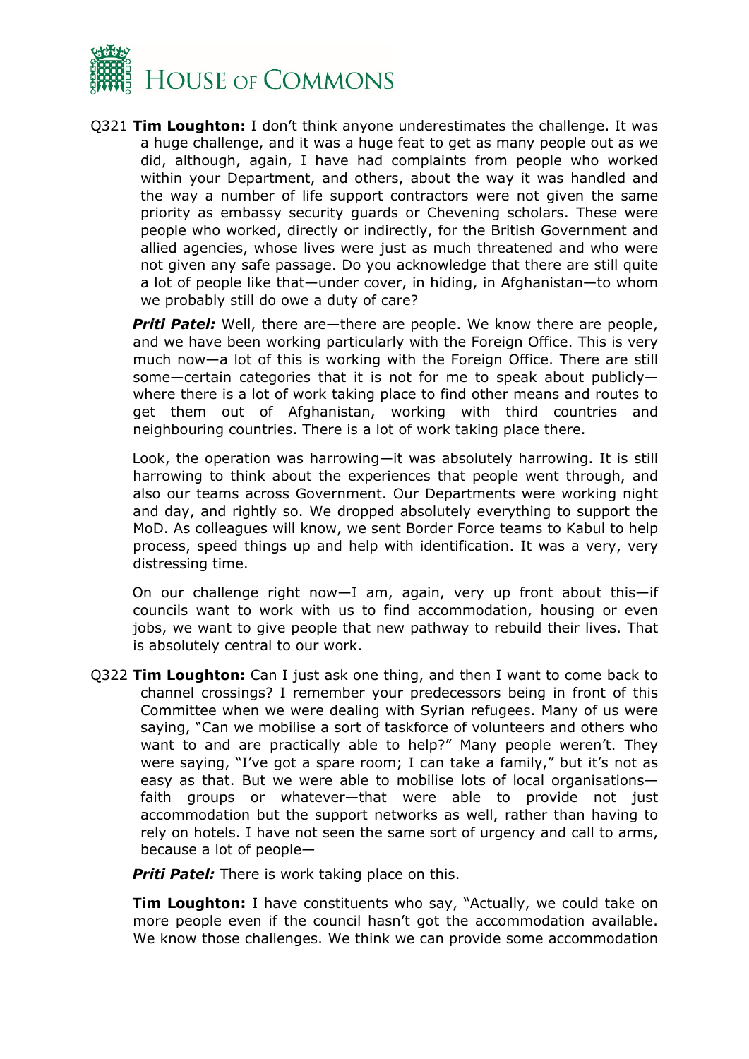Q321 **Tim Loughton:** I don't think anyone underestimates the challenge. It was a huge challenge, and it was a huge feat to get as many people out as we did, although, again, I have had complaints from people who worked within your Department, and others, about the way it was handled and the way a number of life support contractors were not given the same priority as embassy security guards or Chevening scholars. These were people who worked, directly or indirectly, for the British Government and allied agencies, whose lives were just as much threatened and who were not given any safe passage. Do you acknowledge that there are still quite a lot of people like that—under cover, in hiding, in Afghanistan—to whom we probably still do owe a duty of care?

***Priti Patel:*** Well, there are—there are people. We know there are people, and we have been working particularly with the Foreign Office. This is very much now—a lot of this is working with the Foreign Office. There are still some—certain categories that it is not for me to speak about publicly—where there is a lot of work taking place to find other means and routes to get them out of Afghanistan, working with third countries and neighbouring countries. There is a lot of work taking place there.

Look, the operation was harrowing—it was absolutely harrowing. It is still harrowing to think about the experiences that people went through, and also our teams across Government. Our Departments were working night and day, and rightly so. We dropped absolutely everything to support the MoD. As colleagues will know, we sent Border Force teams to Kabul to help process, speed things up and help with identification. It was a very, very distressing time.

On our challenge right now—I am, again, very up front about this—if councils want to work with us to find accommodation, housing or even jobs, we want to give people that new pathway to rebuild their lives. That is absolutely central to our work.

Q322 **Tim Loughton:** Can I just ask one thing, and then I want to come back to channel crossings? I remember your predecessors being in front of this Committee when we were dealing with Syrian refugees. Many of us were saying, "Can we mobilise a sort of taskforce of volunteers and others who want to and are practically able to help?" Many people weren't. They were saying, "I've got a spare room; I can take a family," but it's not as easy as that. But we were able to mobilise lots of local organisations—faith groups or whatever—that were able to provide not just accommodation but the support networks as well, rather than having to rely on hotels. I have not seen the same sort of urgency and call to arms, because a lot of people—

***Priti Patel:*** There is work taking place on this.

**Tim Loughton:** I have constituents who say, "Actually, we could take on more people even if the council hasn't got the accommodation available. We know those challenges. We think we can provide some accommodation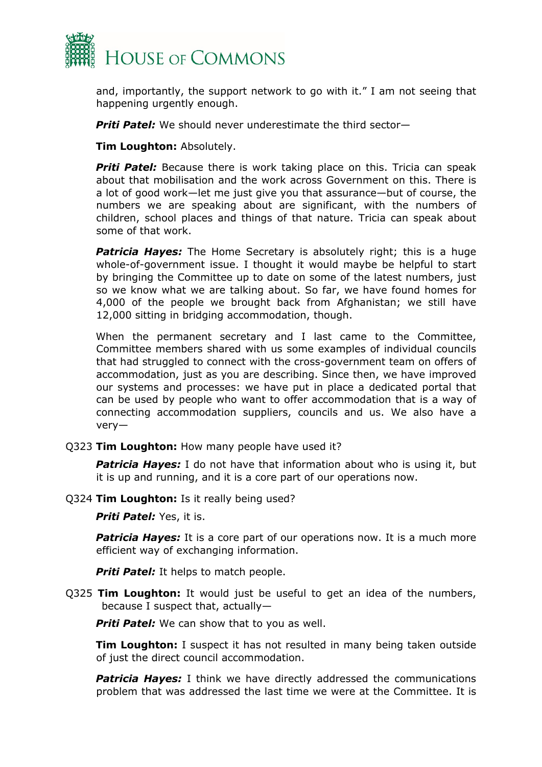and, importantly, the support network to go with it." I am not seeing that happening urgently enough.

***Priti Patel:*** We should never underestimate the third sector—

**Tim Loughton:** Absolutely.

***Priti Patel:*** Because there is work taking place on this. Tricia can speak about that mobilisation and the work across Government on this. There is a lot of good work—let me just give you that assurance—but of course, the numbers we are speaking about are significant, with the numbers of children, school places and things of that nature. Tricia can speak about some of that work.

***Patricia Hayes:*** The Home Secretary is absolutely right; this is a huge whole-of-government issue. I thought it would maybe be helpful to start by bringing the Committee up to date on some of the latest numbers, just so we know what we are talking about. So far, we have found homes for 4,000 of the people we brought back from Afghanistan; we still have 12,000 sitting in bridging accommodation, though.

When the permanent secretary and I last came to the Committee, Committee members shared with us some examples of individual councils that had struggled to connect with the cross-government team on offers of accommodation, just as you are describing. Since then, we have improved our systems and processes: we have put in place a dedicated portal that can be used by people who want to offer accommodation that is a way of connecting accommodation suppliers, councils and us. We also have a very—

Q323 **Tim Loughton:** How many people have used it?

***Patricia Hayes:*** I do not have that information about who is using it, but it is up and running, and it is a core part of our operations now.

Q324 **Tim Loughton:** Is it really being used?

***Priti Patel:*** Yes, it is.

***Patricia Hayes:*** It is a core part of our operations now. It is a much more efficient way of exchanging information.

***Priti Patel:*** It helps to match people.

Q325 **Tim Loughton:** It would just be useful to get an idea of the numbers, because I suspect that, actually—

***Priti Patel:*** We can show that to you as well.

**Tim Loughton:** I suspect it has not resulted in many being taken outside of just the direct council accommodation.

***Patricia Hayes:*** I think we have directly addressed the communications problem that was addressed the last time we were at the Committee. It is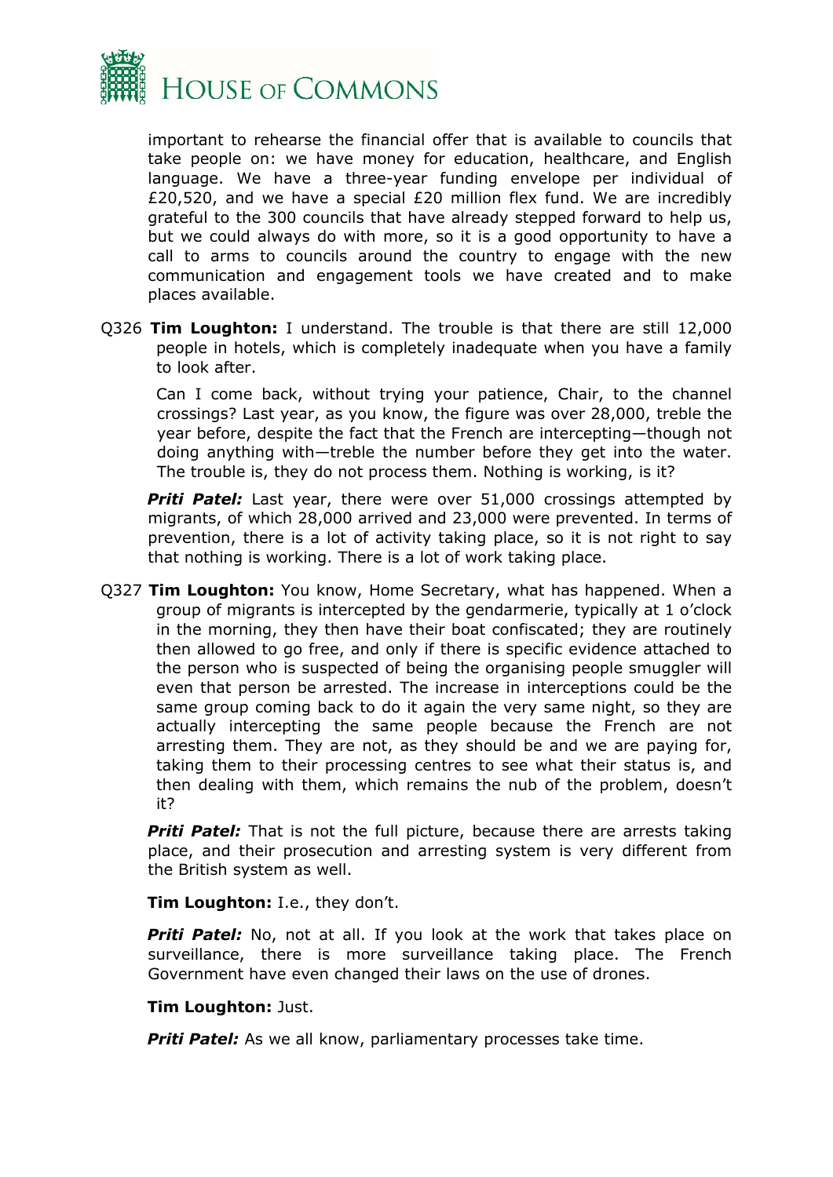important to rehearse the financial offer that is available to councils that take people on: we have money for education, healthcare, and English language. We have a three-year funding envelope per individual of £20,520, and we have a special £20 million flex fund. We are incredibly grateful to the 300 councils that have already stepped forward to help us, but we could always do with more, so it is a good opportunity to have a call to arms to councils around the country to engage with the new communication and engagement tools we have created and to make places available.

Q326 **Tim Loughton:** I understand. The trouble is that there are still 12,000 people in hotels, which is completely inadequate when you have a family to look after.

Can I come back, without trying your patience, Chair, to the channel crossings? Last year, as you know, the figure was over 28,000, treble the year before, despite the fact that the French are intercepting—though not doing anything with—treble the number before they get into the water. The trouble is, they do not process them. Nothing is working, is it?

***Priti Patel:*** Last year, there were over 51,000 crossings attempted by migrants, of which 28,000 arrived and 23,000 were prevented. In terms of prevention, there is a lot of activity taking place, so it is not right to say that nothing is working. There is a lot of work taking place.

Q327 **Tim Loughton:** You know, Home Secretary, what has happened. When a group of migrants is intercepted by the gendarmerie, typically at 1 o'clock in the morning, they then have their boat confiscated; they are routinely then allowed to go free, and only if there is specific evidence attached to the person who is suspected of being the organising people smuggler will even that person be arrested. The increase in interceptions could be the same group coming back to do it again the very same night, so they are actually intercepting the same people because the French are not arresting them. They are not, as they should be and we are paying for, taking them to their processing centres to see what their status is, and then dealing with them, which remains the nub of the problem, doesn't it?

***Priti Patel:*** That is not the full picture, because there are arrests taking place, and their prosecution and arresting system is very different from the British system as well.

**Tim Loughton:** I.e., they don't.

***Priti Patel:*** No, not at all. If you look at the work that takes place on surveillance, there is more surveillance taking place. The French Government have even changed their laws on the use of drones.

**Tim Loughton:** Just.

***Priti Patel:*** As we all know, parliamentary processes take time.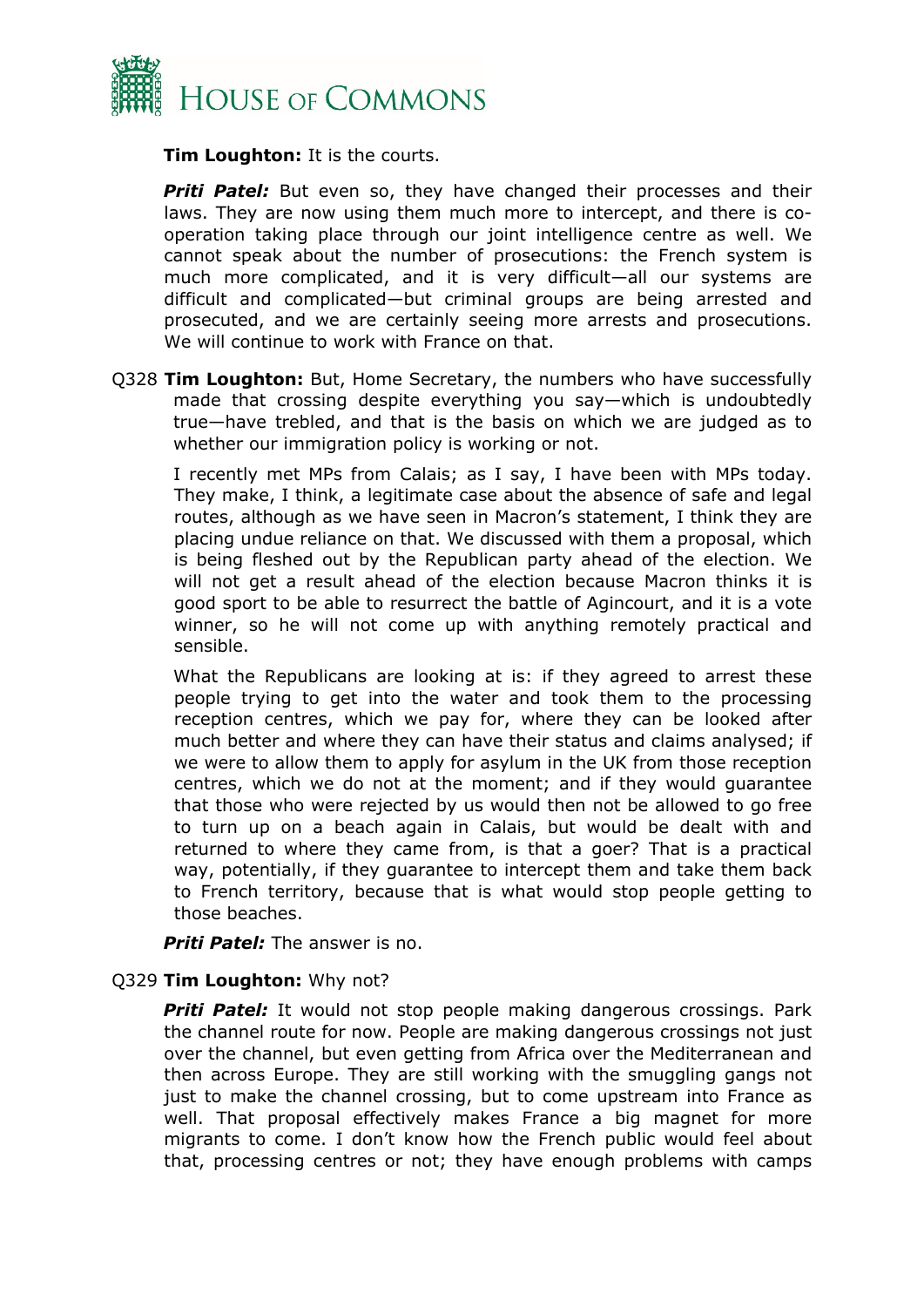**Tim Loughton:** It is the courts.

***Priti Patel:*** But even so, they have changed their processes and their laws. They are now using them much more to intercept, and there is co-operation taking place through our joint intelligence centre as well. We cannot speak about the number of prosecutions: the French system is much more complicated, and it is very difficult—all our systems are difficult and complicated—but criminal groups are being arrested and prosecuted, and we are certainly seeing more arrests and prosecutions. We will continue to work with France on that.

Q328 **Tim Loughton:** But, Home Secretary, the numbers who have successfully made that crossing despite everything you say—which is undoubtedly true—have trebled, and that is the basis on which we are judged as to whether our immigration policy is working or not.

I recently met MPs from Calais; as I say, I have been with MPs today. They make, I think, a legitimate case about the absence of safe and legal routes, although as we have seen in Macron's statement, I think they are placing undue reliance on that. We discussed with them a proposal, which is being fleshed out by the Republican party ahead of the election. We will not get a result ahead of the election because Macron thinks it is good sport to be able to resurrect the battle of Agincourt, and it is a vote winner, so he will not come up with anything remotely practical and sensible.

What the Republicans are looking at is: if they agreed to arrest these people trying to get into the water and took them to the processing reception centres, which we pay for, where they can be looked after much better and where they can have their status and claims analysed; if we were to allow them to apply for asylum in the UK from those reception centres, which we do not at the moment; and if they would guarantee that those who were rejected by us would then not be allowed to go free to turn up on a beach again in Calais, but would be dealt with and returned to where they came from, is that a goer? That is a practical way, potentially, if they guarantee to intercept them and take them back to French territory, because that is what would stop people getting to those beaches.

***Priti Patel:*** The answer is no.

Q329 **Tim Loughton:** Why not?

***Priti Patel:*** It would not stop people making dangerous crossings. Park the channel route for now. People are making dangerous crossings not just over the channel, but even getting from Africa over the Mediterranean and then across Europe. They are still working with the smuggling gangs not just to make the channel crossing, but to come upstream into France as well. That proposal effectively makes France a big magnet for more migrants to come. I don't know how the French public would feel about that, processing centres or not; they have enough problems with camps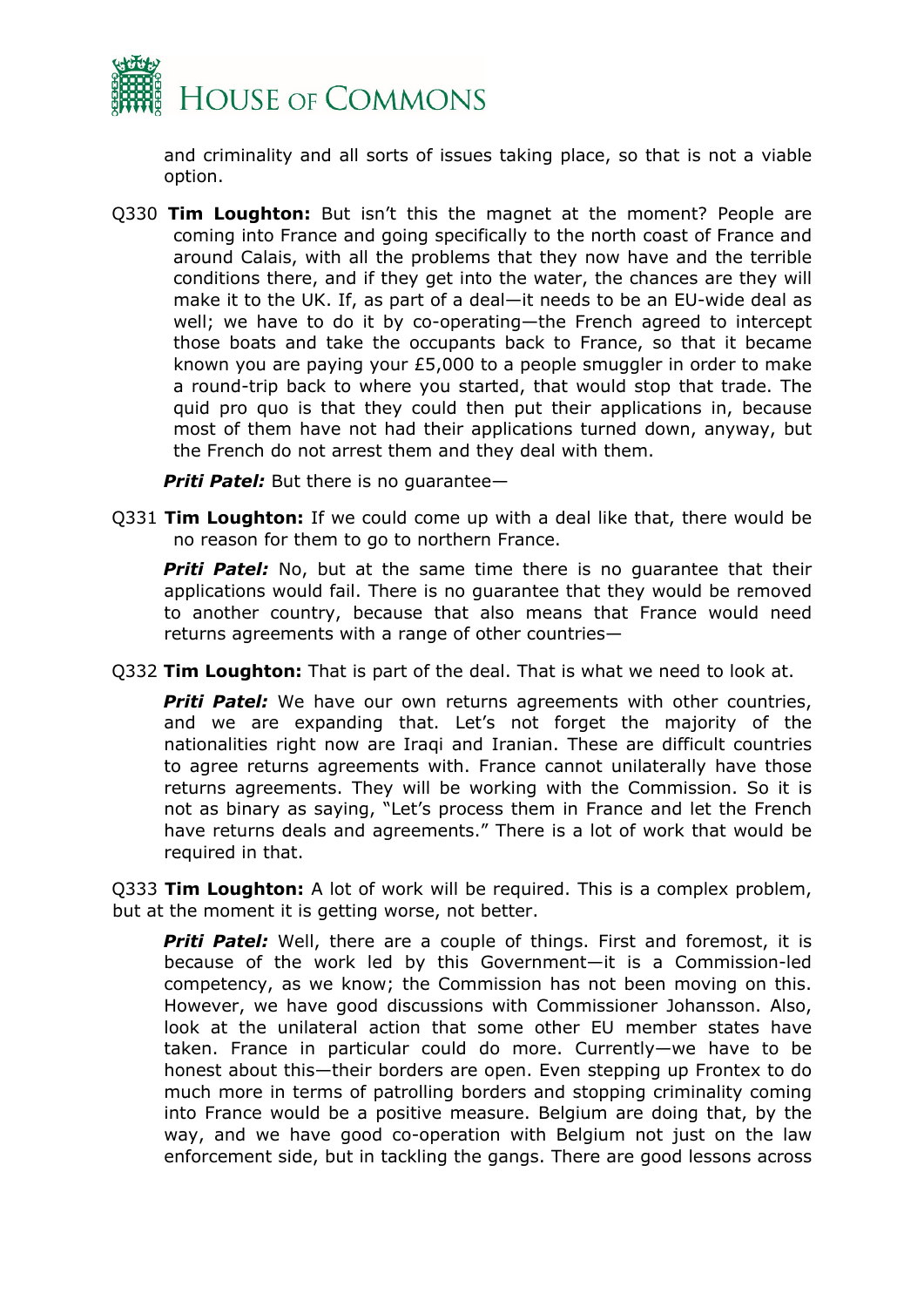and criminality and all sorts of issues taking place, so that is not a viable option.

Q330 **Tim Loughton:** But isn't this the magnet at the moment? People are coming into France and going specifically to the north coast of France and around Calais, with all the problems that they now have and the terrible conditions there, and if they get into the water, the chances are they will make it to the UK. If, as part of a deal—it needs to be an EU-wide deal as well; we have to do it by co-operating—the French agreed to intercept those boats and take the occupants back to France, so that it became known you are paying your £5,000 to a people smuggler in order to make a round-trip back to where you started, that would stop that trade. The quid pro quo is that they could then put their applications in, because most of them have not had their applications turned down, anyway, but the French do not arrest them and they deal with them.

***Priti Patel:*** But there is no guarantee—

Q331 **Tim Loughton:** If we could come up with a deal like that, there would be no reason for them to go to northern France.

***Priti Patel:*** No, but at the same time there is no guarantee that their applications would fail. There is no guarantee that they would be removed to another country, because that also means that France would need returns agreements with a range of other countries—

Q332 **Tim Loughton:** That is part of the deal. That is what we need to look at.

***Priti Patel:*** We have our own returns agreements with other countries, and we are expanding that. Let's not forget the majority of the nationalities right now are Iraqi and Iranian. These are difficult countries to agree returns agreements with. France cannot unilaterally have those returns agreements. They will be working with the Commission. So it is not as binary as saying, "Let's process them in France and let the French have returns deals and agreements." There is a lot of work that would be required in that.

Q333 **Tim Loughton:** A lot of work will be required. This is a complex problem, but at the moment it is getting worse, not better.

***Priti Patel:*** Well, there are a couple of things. First and foremost, it is because of the work led by this Government—it is a Commission-led competency, as we know; the Commission has not been moving on this. However, we have good discussions with Commissioner Johansson. Also, look at the unilateral action that some other EU member states have taken. France in particular could do more. Currently—we have to be honest about this—their borders are open. Even stepping up Frontex to do much more in terms of patrolling borders and stopping criminality coming into France would be a positive measure. Belgium are doing that, by the way, and we have good co-operation with Belgium not just on the law enforcement side, but in tackling the gangs. There are good lessons across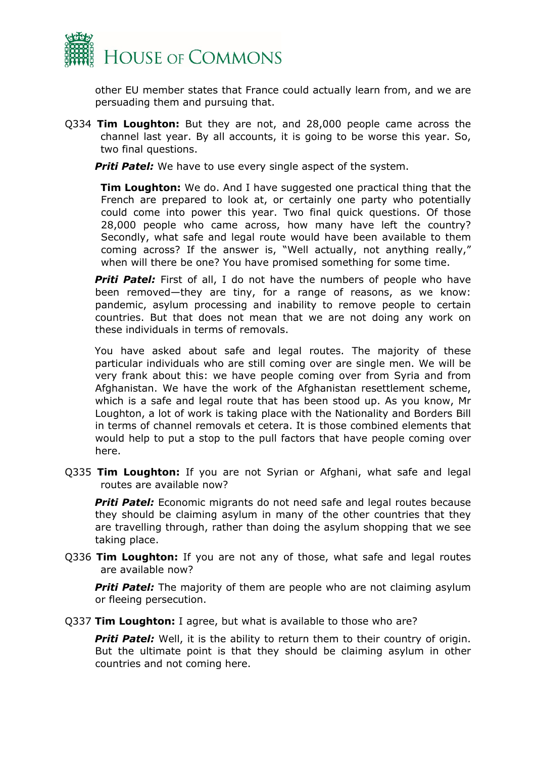other EU member states that France could actually learn from, and we are persuading them and pursuing that.

Q334 **Tim Loughton:** But they are not, and 28,000 people came across the channel last year. By all accounts, it is going to be worse this year. So, two final questions.

***Priti Patel:*** We have to use every single aspect of the system.

**Tim Loughton:** We do. And I have suggested one practical thing that the French are prepared to look at, or certainly one party who potentially could come into power this year. Two final quick questions. Of those 28,000 people who came across, how many have left the country? Secondly, what safe and legal route would have been available to them coming across? If the answer is, "Well actually, not anything really," when will there be one? You have promised something for some time.

***Priti Patel:*** First of all, I do not have the numbers of people who have been removed—they are tiny, for a range of reasons, as we know: pandemic, asylum processing and inability to remove people to certain countries. But that does not mean that we are not doing any work on these individuals in terms of removals.

You have asked about safe and legal routes. The majority of these particular individuals who are still coming over are single men. We will be very frank about this: we have people coming over from Syria and from Afghanistan. We have the work of the Afghanistan resettlement scheme, which is a safe and legal route that has been stood up. As you know, Mr Loughton, a lot of work is taking place with the Nationality and Borders Bill in terms of channel removals et cetera. It is those combined elements that would help to put a stop to the pull factors that have people coming over here.

Q335 **Tim Loughton:** If you are not Syrian or Afghani, what safe and legal routes are available now?

***Priti Patel:*** Economic migrants do not need safe and legal routes because they should be claiming asylum in many of the other countries that they are travelling through, rather than doing the asylum shopping that we see taking place.

Q336 **Tim Loughton:** If you are not any of those, what safe and legal routes are available now?

***Priti Patel:*** The majority of them are people who are not claiming asylum or fleeing persecution.

Q337 **Tim Loughton:** I agree, but what is available to those who are?

***Priti Patel:*** Well, it is the ability to return them to their country of origin. But the ultimate point is that they should be claiming asylum in other countries and not coming here.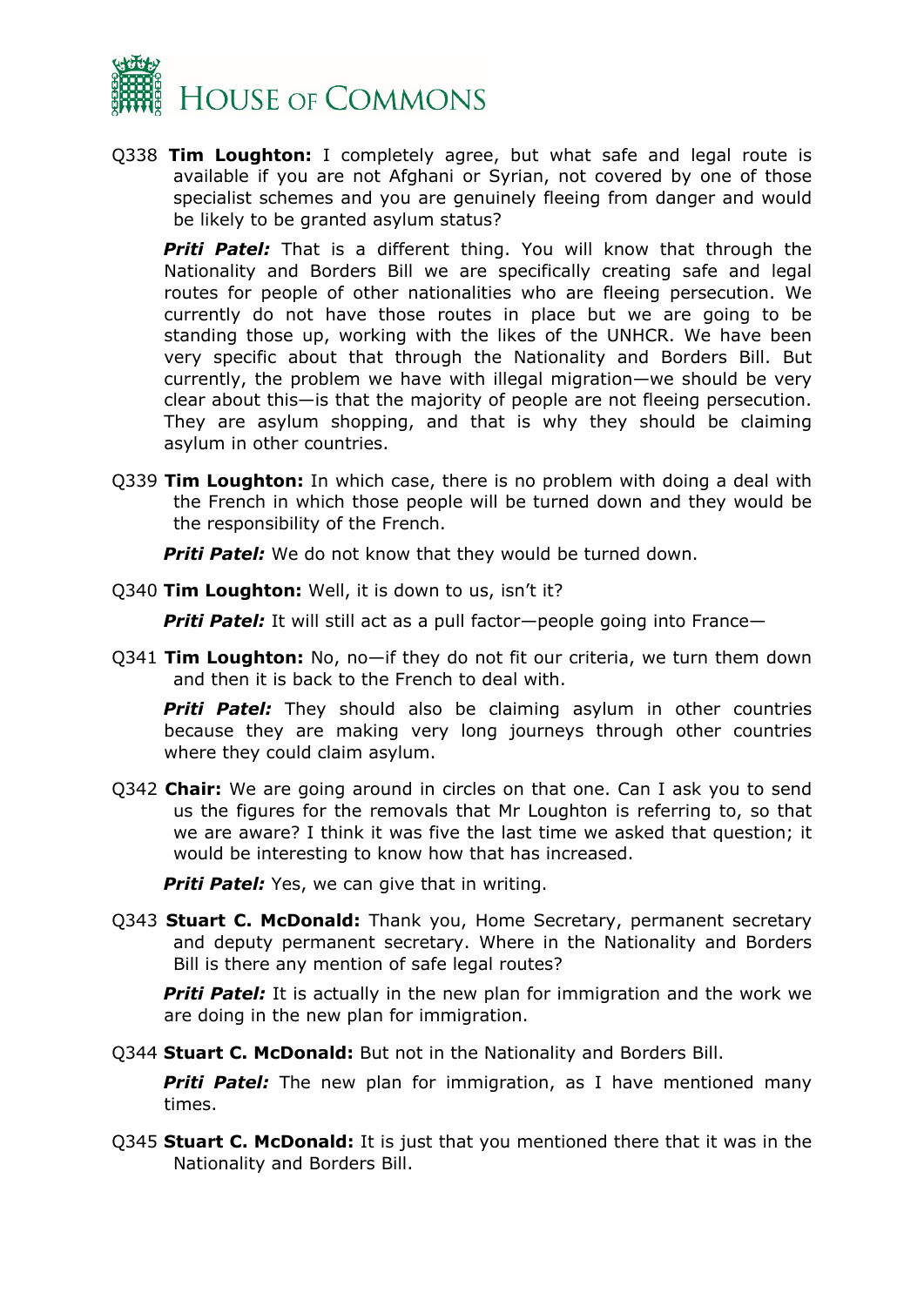Q338 **Tim Loughton:** I completely agree, but what safe and legal route is available if you are not Afghani or Syrian, not covered by one of those specialist schemes and you are genuinely fleeing from danger and would be likely to be granted asylum status?

***Priti Patel:*** That is a different thing. You will know that through the Nationality and Borders Bill we are specifically creating safe and legal routes for people of other nationalities who are fleeing persecution. We currently do not have those routes in place but we are going to be standing those up, working with the likes of the UNHCR. We have been very specific about that through the Nationality and Borders Bill. But currently, the problem we have with illegal migration—we should be very clear about this—is that the majority of people are not fleeing persecution. They are asylum shopping, and that is why they should be claiming asylum in other countries.

Q339 **Tim Loughton:** In which case, there is no problem with doing a deal with the French in which those people will be turned down and they would be the responsibility of the French.

***Priti Patel:*** We do not know that they would be turned down.

Q340 **Tim Loughton:** Well, it is down to us, isn't it?

***Priti Patel:*** It will still act as a pull factor—people going into France—

Q341 **Tim Loughton:** No, no—if they do not fit our criteria, we turn them down and then it is back to the French to deal with.

***Priti Patel:*** They should also be claiming asylum in other countries because they are making very long journeys through other countries where they could claim asylum.

Q342 **Chair:** We are going around in circles on that one. Can I ask you to send us the figures for the removals that Mr Loughton is referring to, so that we are aware? I think it was five the last time we asked that question; it would be interesting to know how that has increased.

***Priti Patel:*** Yes, we can give that in writing.

Q343 **Stuart C. McDonald:** Thank you, Home Secretary, permanent secretary and deputy permanent secretary. Where in the Nationality and Borders Bill is there any mention of safe legal routes?

***Priti Patel:*** It is actually in the new plan for immigration and the work we are doing in the new plan for immigration.

Q344 **Stuart C. McDonald:** But not in the Nationality and Borders Bill.

***Priti Patel:*** The new plan for immigration, as I have mentioned many times.

Q345 **Stuart C. McDonald:** It is just that you mentioned there that it was in the Nationality and Borders Bill.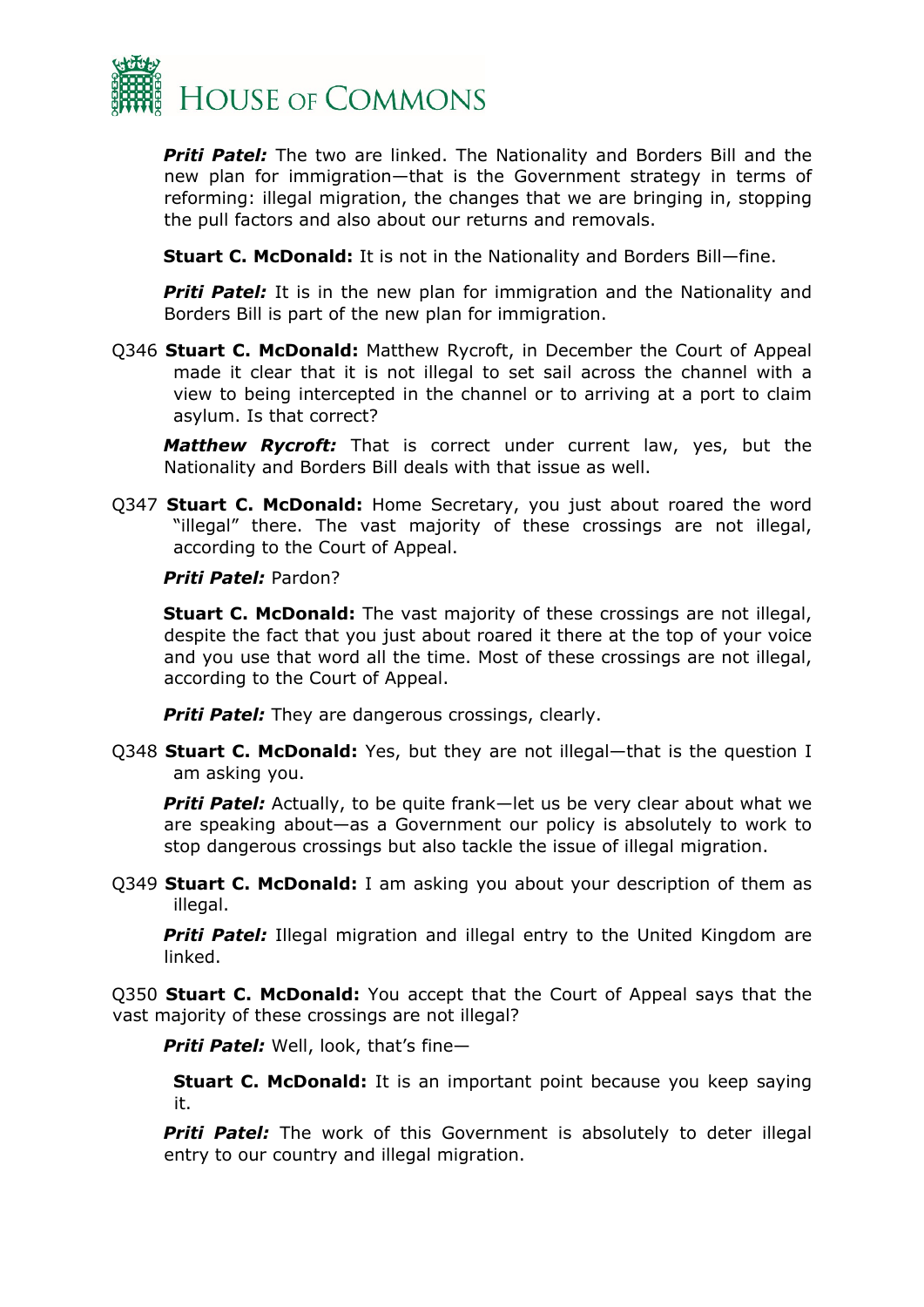***Priti Patel:*** The two are linked. The Nationality and Borders Bill and the new plan for immigration—that is the Government strategy in terms of reforming: illegal migration, the changes that we are bringing in, stopping the pull factors and also about our returns and removals.

**Stuart C. McDonald:** It is not in the Nationality and Borders Bill—fine.

***Priti Patel:*** It is in the new plan for immigration and the Nationality and Borders Bill is part of the new plan for immigration.

Q346 **Stuart C. McDonald:** Matthew Rycroft, in December the Court of Appeal made it clear that it is not illegal to set sail across the channel with a view to being intercepted in the channel or to arriving at a port to claim asylum. Is that correct?

***Matthew Rycroft:*** That is correct under current law, yes, but the Nationality and Borders Bill deals with that issue as well.

Q347 **Stuart C. McDonald:** Home Secretary, you just about roared the word "illegal" there. The vast majority of these crossings are not illegal, according to the Court of Appeal.

***Priti Patel:*** Pardon?

**Stuart C. McDonald:** The vast majority of these crossings are not illegal, despite the fact that you just about roared it there at the top of your voice and you use that word all the time. Most of these crossings are not illegal, according to the Court of Appeal.

***Priti Patel:*** They are dangerous crossings, clearly.

Q348 **Stuart C. McDonald:** Yes, but they are not illegal—that is the question I am asking you.

***Priti Patel:*** Actually, to be quite frank—let us be very clear about what we are speaking about—as a Government our policy is absolutely to work to stop dangerous crossings but also tackle the issue of illegal migration.

Q349 **Stuart C. McDonald:** I am asking you about your description of them as illegal.

***Priti Patel:*** Illegal migration and illegal entry to the United Kingdom are linked.

Q350 **Stuart C. McDonald:** You accept that the Court of Appeal says that the vast majority of these crossings are not illegal?

***Priti Patel:*** Well, look, that's fine—

**Stuart C. McDonald:** It is an important point because you keep saying it.

***Priti Patel:*** The work of this Government is absolutely to deter illegal entry to our country and illegal migration.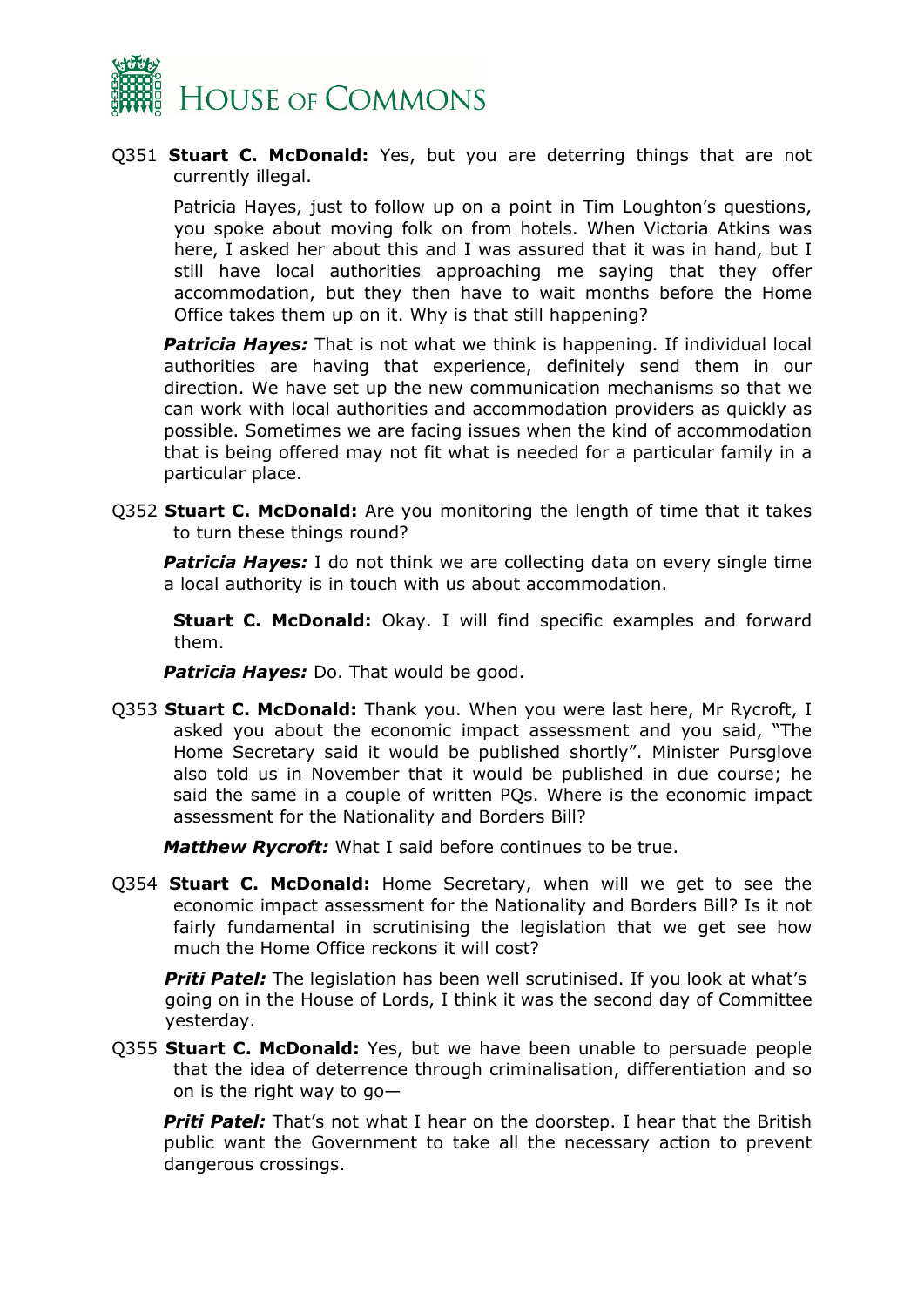Q351 **Stuart C. McDonald:** Yes, but you are deterring things that are not currently illegal.

Patricia Hayes, just to follow up on a point in Tim Loughton's questions, you spoke about moving folk on from hotels. When Victoria Atkins was here, I asked her about this and I was assured that it was in hand, but I still have local authorities approaching me saying that they offer accommodation, but they then have to wait months before the Home Office takes them up on it. Why is that still happening?

***Patricia Hayes:*** That is not what we think is happening. If individual local authorities are having that experience, definitely send them in our direction. We have set up the new communication mechanisms so that we can work with local authorities and accommodation providers as quickly as possible. Sometimes we are facing issues when the kind of accommodation that is being offered may not fit what is needed for a particular family in a particular place.

Q352 **Stuart C. McDonald:** Are you monitoring the length of time that it takes to turn these things round?

***Patricia Hayes:*** I do not think we are collecting data on every single time a local authority is in touch with us about accommodation.

**Stuart C. McDonald:** Okay. I will find specific examples and forward them.

***Patricia Hayes:*** Do. That would be good.

Q353 **Stuart C. McDonald:** Thank you. When you were last here, Mr Rycroft, I asked you about the economic impact assessment and you said, "The Home Secretary said it would be published shortly". Minister Pursglove also told us in November that it would be published in due course; he said the same in a couple of written PQs. Where is the economic impact assessment for the Nationality and Borders Bill?

***Matthew Rycroft:*** What I said before continues to be true.

Q354 **Stuart C. McDonald:** Home Secretary, when will we get to see the economic impact assessment for the Nationality and Borders Bill? Is it not fairly fundamental in scrutinising the legislation that we get see how much the Home Office reckons it will cost?

***Priti Patel:*** The legislation has been well scrutinised. If you look at what's going on in the House of Lords, I think it was the second day of Committee yesterday.

Q355 **Stuart C. McDonald:** Yes, but we have been unable to persuade people that the idea of deterrence through criminalisation, differentiation and so on is the right way to go—

***Priti Patel:*** That's not what I hear on the doorstep. I hear that the British public want the Government to take all the necessary action to prevent dangerous crossings.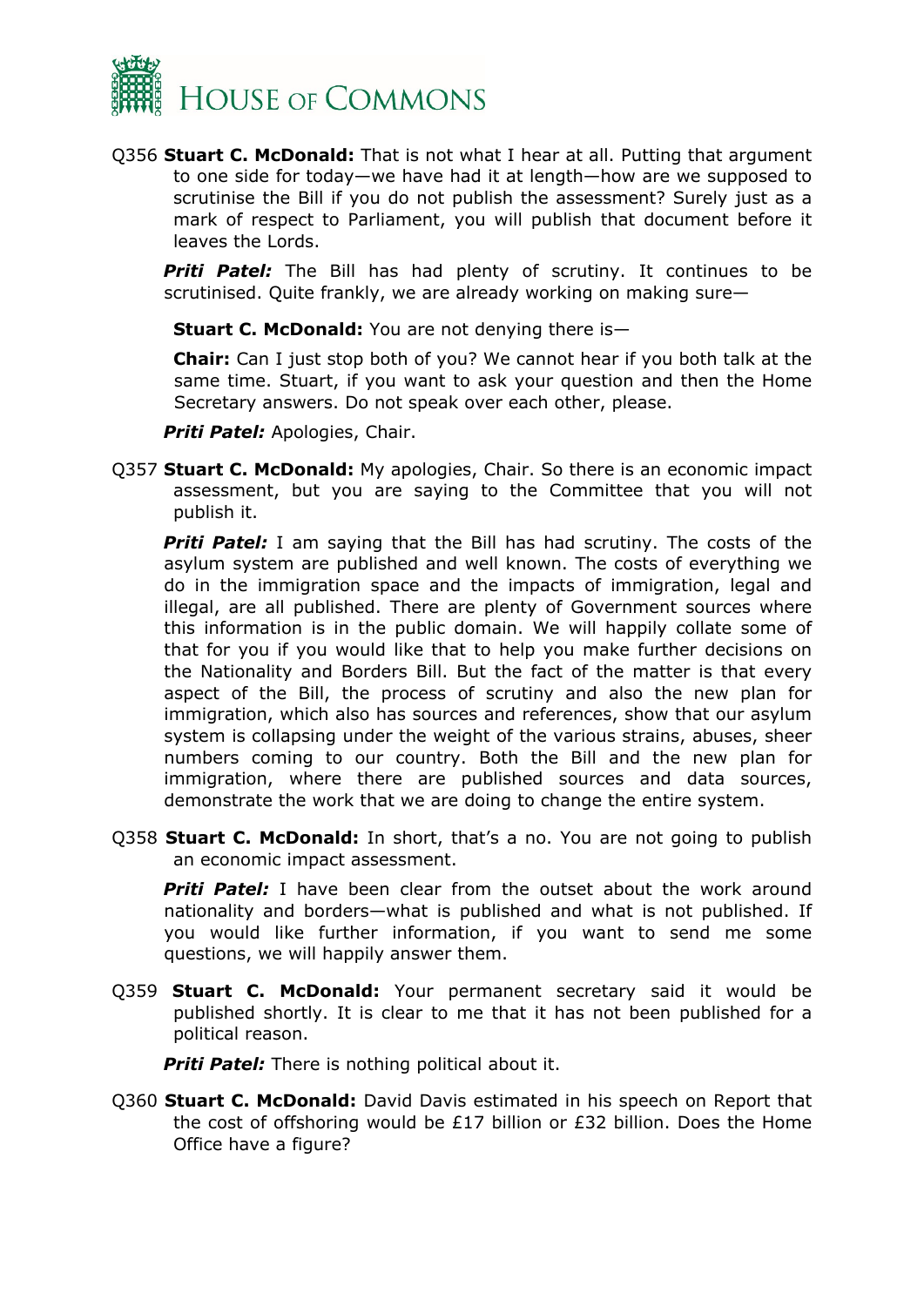Q356 **Stuart C. McDonald:** That is not what I hear at all. Putting that argument to one side for today—we have had it at length—how are we supposed to scrutinise the Bill if you do not publish the assessment? Surely just as a mark of respect to Parliament, you will publish that document before it leaves the Lords.

***Priti Patel:*** The Bill has had plenty of scrutiny. It continues to be scrutinised. Quite frankly, we are already working on making sure—

**Stuart C. McDonald:** You are not denying there is—

**Chair:** Can I just stop both of you? We cannot hear if you both talk at the same time. Stuart, if you want to ask your question and then the Home Secretary answers. Do not speak over each other, please.

***Priti Patel:*** Apologies, Chair.

Q357 **Stuart C. McDonald:** My apologies, Chair. So there is an economic impact assessment, but you are saying to the Committee that you will not publish it.

***Priti Patel:*** I am saying that the Bill has had scrutiny. The costs of the asylum system are published and well known. The costs of everything we do in the immigration space and the impacts of immigration, legal and illegal, are all published. There are plenty of Government sources where this information is in the public domain. We will happily collate some of that for you if you would like that to help you make further decisions on the Nationality and Borders Bill. But the fact of the matter is that every aspect of the Bill, the process of scrutiny and also the new plan for immigration, which also has sources and references, show that our asylum system is collapsing under the weight of the various strains, abuses, sheer numbers coming to our country. Both the Bill and the new plan for immigration, where there are published sources and data sources, demonstrate the work that we are doing to change the entire system.

Q358 **Stuart C. McDonald:** In short, that's a no. You are not going to publish an economic impact assessment.

***Priti Patel:*** I have been clear from the outset about the work around nationality and borders—what is published and what is not published. If you would like further information, if you want to send me some questions, we will happily answer them.

Q359 **Stuart C. McDonald:** Your permanent secretary said it would be published shortly. It is clear to me that it has not been published for a political reason.

***Priti Patel:*** There is nothing political about it.

Q360 **Stuart C. McDonald:** David Davis estimated in his speech on Report that the cost of offshoring would be £17 billion or £32 billion. Does the Home Office have a figure?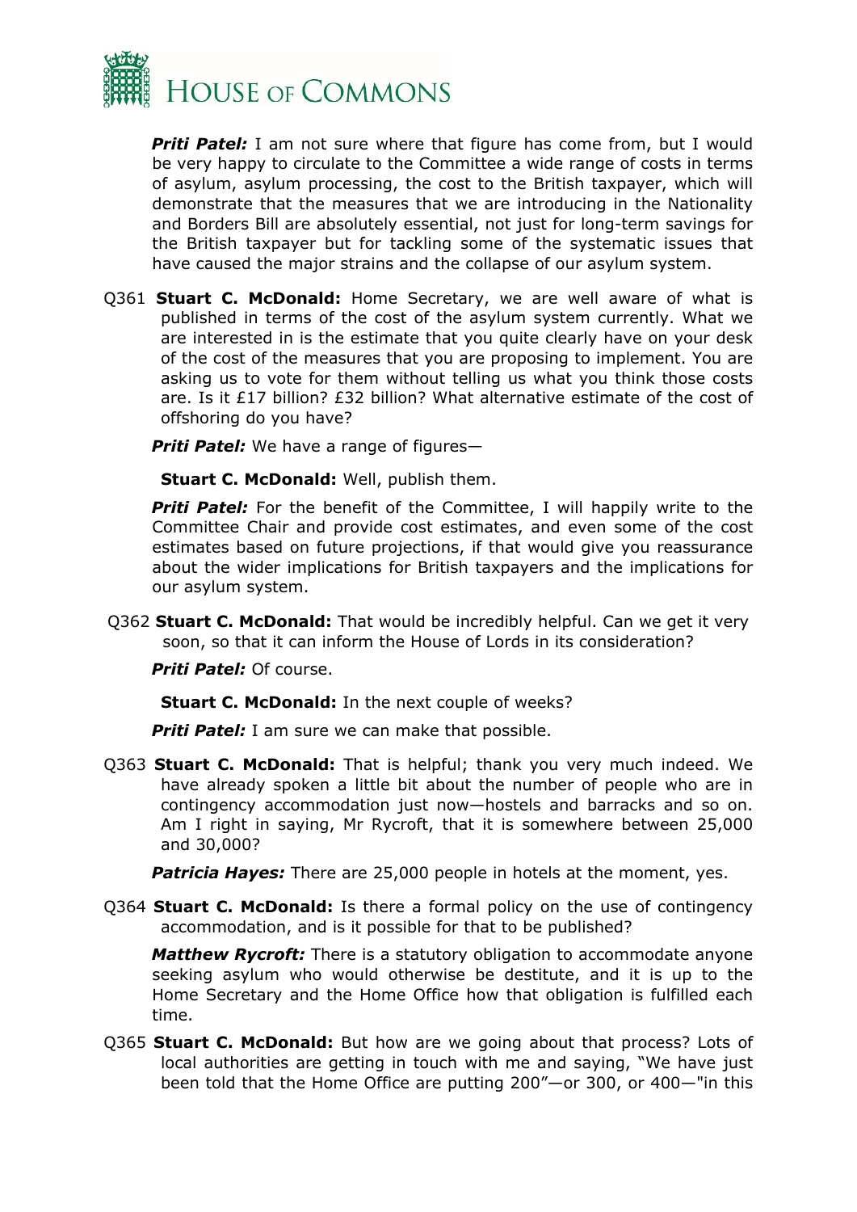***Priti Patel:*** I am not sure where that figure has come from, but I would be very happy to circulate to the Committee a wide range of costs in terms of asylum, asylum processing, the cost to the British taxpayer, which will demonstrate that the measures that we are introducing in the Nationality and Borders Bill are absolutely essential, not just for long-term savings for the British taxpayer but for tackling some of the systematic issues that have caused the major strains and the collapse of our asylum system.

Q361 **Stuart C. McDonald:** Home Secretary, we are well aware of what is published in terms of the cost of the asylum system currently. What we are interested in is the estimate that you quite clearly have on your desk of the cost of the measures that you are proposing to implement. You are asking us to vote for them without telling us what you think those costs are. Is it £17 billion? £32 billion? What alternative estimate of the cost of offshoring do you have?

***Priti Patel:*** We have a range of figures—

**Stuart C. McDonald:** Well, publish them.

***Priti Patel:*** For the benefit of the Committee, I will happily write to the Committee Chair and provide cost estimates, and even some of the cost estimates based on future projections, if that would give you reassurance about the wider implications for British taxpayers and the implications for our asylum system.

Q362 **Stuart C. McDonald:** That would be incredibly helpful. Can we get it very soon, so that it can inform the House of Lords in its consideration?

***Priti Patel:*** Of course.

**Stuart C. McDonald:** In the next couple of weeks?

***Priti Patel:*** I am sure we can make that possible.

Q363 **Stuart C. McDonald:** That is helpful; thank you very much indeed. We have already spoken a little bit about the number of people who are in contingency accommodation just now—hostels and barracks and so on. Am I right in saying, Mr Rycroft, that it is somewhere between 25,000 and 30,000?

***Patricia Hayes:*** There are 25,000 people in hotels at the moment, yes.

Q364 **Stuart C. McDonald:** Is there a formal policy on the use of contingency accommodation, and is it possible for that to be published?

***Matthew Rycroft:*** There is a statutory obligation to accommodate anyone seeking asylum who would otherwise be destitute, and it is up to the Home Secretary and the Home Office how that obligation is fulfilled each time.

Q365 **Stuart C. McDonald:** But how are we going about that process? Lots of local authorities are getting in touch with me and saying, "We have just been told that the Home Office are putting 200"—or 300, or 400—"in this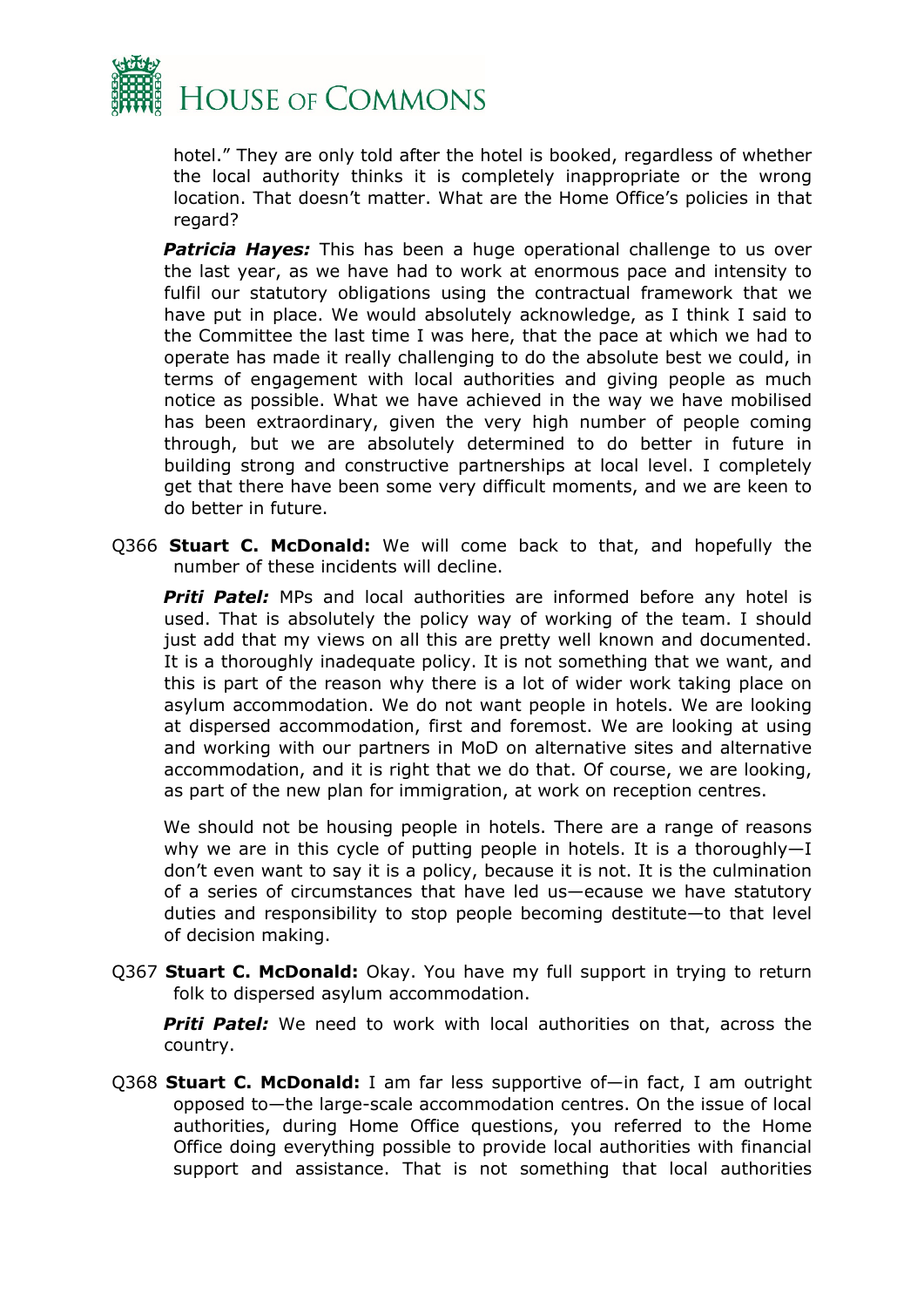hotel." They are only told after the hotel is booked, regardless of whether the local authority thinks it is completely inappropriate or the wrong location. That doesn't matter. What are the Home Office's policies in that regard?

***Patricia Hayes:*** This has been a huge operational challenge to us over the last year, as we have had to work at enormous pace and intensity to fulfil our statutory obligations using the contractual framework that we have put in place. We would absolutely acknowledge, as I think I said to the Committee the last time I was here, that the pace at which we had to operate has made it really challenging to do the absolute best we could, in terms of engagement with local authorities and giving people as much notice as possible. What we have achieved in the way we have mobilised has been extraordinary, given the very high number of people coming through, but we are absolutely determined to do better in future in building strong and constructive partnerships at local level. I completely get that there have been some very difficult moments, and we are keen to do better in future.

Q366 **Stuart C. McDonald:** We will come back to that, and hopefully the number of these incidents will decline.

***Priti Patel:*** MPs and local authorities are informed before any hotel is used. That is absolutely the policy way of working of the team. I should just add that my views on all this are pretty well known and documented. It is a thoroughly inadequate policy. It is not something that we want, and this is part of the reason why there is a lot of wider work taking place on asylum accommodation. We do not want people in hotels. We are looking at dispersed accommodation, first and foremost. We are looking at using and working with our partners in MoD on alternative sites and alternative accommodation, and it is right that we do that. Of course, we are looking, as part of the new plan for immigration, at work on reception centres.

We should not be housing people in hotels. There are a range of reasons why we are in this cycle of putting people in hotels. It is a thoroughly—I don't even want to say it is a policy, because it is not. It is the culmination of a series of circumstances that have led us—ecause we have statutory duties and responsibility to stop people becoming destitute—to that level of decision making.

Q367 **Stuart C. McDonald:** Okay. You have my full support in trying to return folk to dispersed asylum accommodation.

***Priti Patel:*** We need to work with local authorities on that, across the country.

Q368 **Stuart C. McDonald:** I am far less supportive of—in fact, I am outright opposed to—the large-scale accommodation centres. On the issue of local authorities, during Home Office questions, you referred to the Home Office doing everything possible to provide local authorities with financial support and assistance. That is not something that local authorities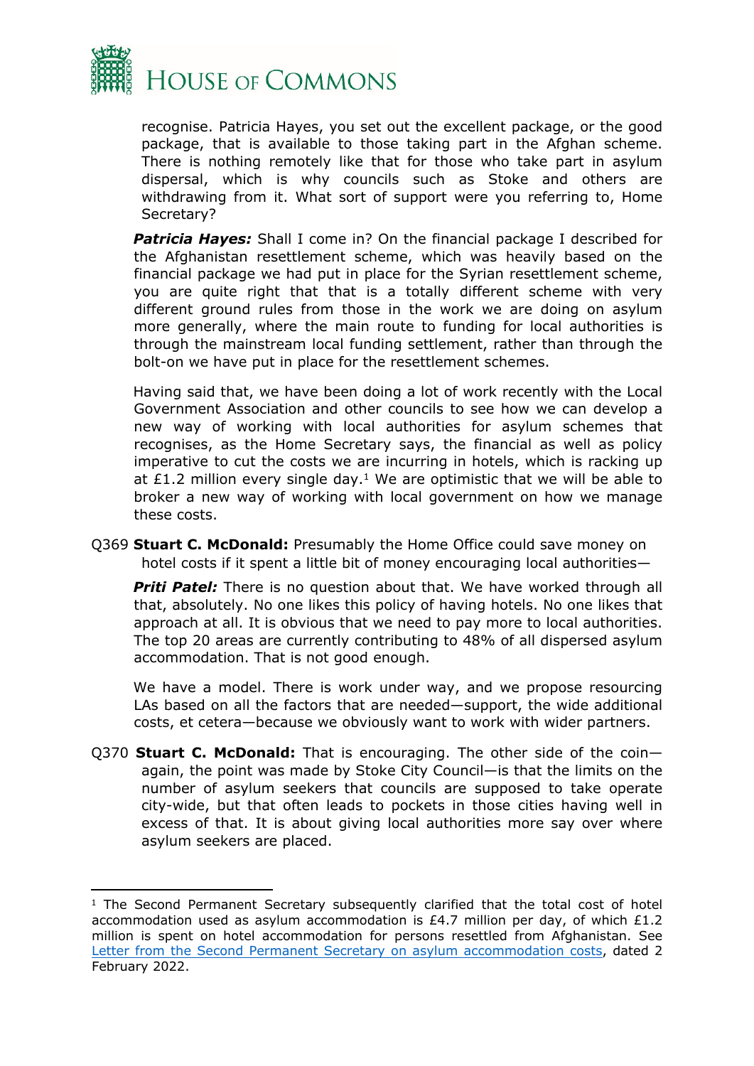recognise. Patricia Hayes, you set out the excellent package, or the good package, that is available to those taking part in the Afghan scheme. There is nothing remotely like that for those who take part in asylum dispersal, which is why councils such as Stoke and others are withdrawing from it. What sort of support were you referring to, Home Secretary?

***Patricia Hayes:*** Shall I come in? On the financial package I described for the Afghanistan resettlement scheme, which was heavily based on the financial package we had put in place for the Syrian resettlement scheme, you are quite right that that is a totally different scheme with very different ground rules from those in the work we are doing on asylum more generally, where the main route to funding for local authorities is through the mainstream local funding settlement, rather than through the bolt-on we have put in place for the resettlement schemes.

Having said that, we have been doing a lot of work recently with the Local Government Association and other councils to see how we can develop a new way of working with local authorities for asylum schemes that recognises, as the Home Secretary says, the financial as well as policy imperative to cut the costs we are incurring in hotels, which is racking up at £1.2 million every single day.[1] We are optimistic that we will be able to broker a new way of working with local government on how we manage these costs.

Q369 **Stuart C. McDonald:** Presumably the Home Office could save money on hotel costs if it spent a little bit of money encouraging local authorities—

***Priti Patel:*** There is no question about that. We have worked through all that, absolutely. No one likes this policy of having hotels. No one likes that approach at all. It is obvious that we need to pay more to local authorities. The top 20 areas are currently contributing to 48% of all dispersed asylum accommodation. That is not good enough.

We have a model. There is work under way, and we propose resourcing LAs based on all the factors that are needed—support, the wide additional costs, et cetera—because we obviously want to work with wider partners.

Q370 **Stuart C. McDonald:** That is encouraging. The other side of the coin—again, the point was made by Stoke City Council—is that the limits on the number of asylum seekers that councils are supposed to take operate city-wide, but that often leads to pockets in those cities having well in excess of that. It is about giving local authorities more say over where asylum seekers are placed.

---

[1] The Second Permanent Secretary subsequently clarified that the total cost of hotel accommodation used as asylum accommodation is £4.7 million per day, of which £1.2 million is spent on hotel accommodation for persons resettled from Afghanistan. See [Letter from the Second Permanent Secretary on asylum accommodation costs](), dated 2 February 2022.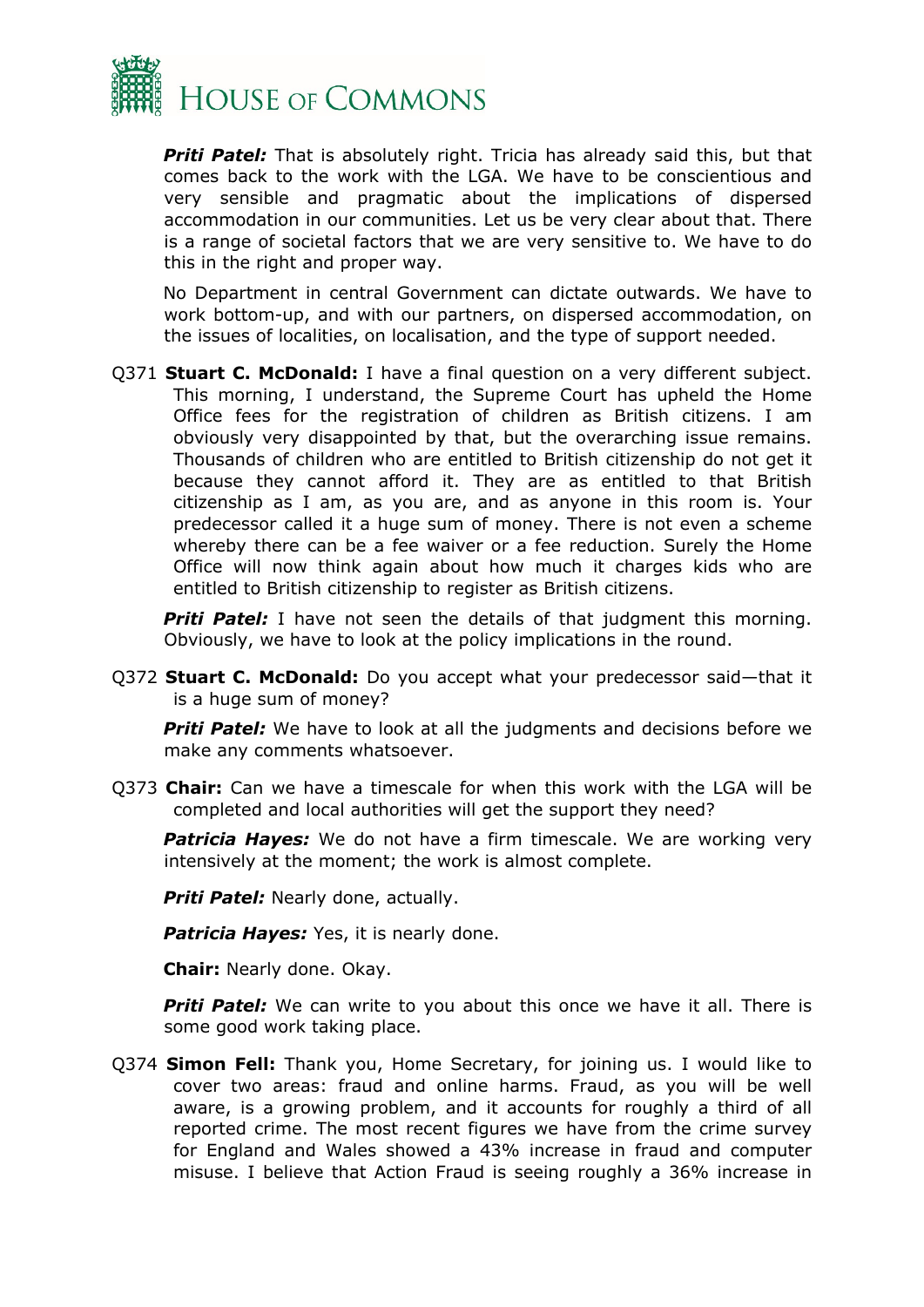***Priti Patel:*** That is absolutely right. Tricia has already said this, but that comes back to the work with the LGA. We have to be conscientious and very sensible and pragmatic about the implications of dispersed accommodation in our communities. Let us be very clear about that. There is a range of societal factors that we are very sensitive to. We have to do this in the right and proper way.

No Department in central Government can dictate outwards. We have to work bottom-up, and with our partners, on dispersed accommodation, on the issues of localities, on localisation, and the type of support needed.

Q371 **Stuart C. McDonald:** I have a final question on a very different subject. This morning, I understand, the Supreme Court has upheld the Home Office fees for the registration of children as British citizens. I am obviously very disappointed by that, but the overarching issue remains. Thousands of children who are entitled to British citizenship do not get it because they cannot afford it. They are as entitled to that British citizenship as I am, as you are, and as anyone in this room is. Your predecessor called it a huge sum of money. There is not even a scheme whereby there can be a fee waiver or a fee reduction. Surely the Home Office will now think again about how much it charges kids who are entitled to British citizenship to register as British citizens.

***Priti Patel:*** I have not seen the details of that judgment this morning. Obviously, we have to look at the policy implications in the round.

Q372 **Stuart C. McDonald:** Do you accept what your predecessor said—that it is a huge sum of money?

***Priti Patel:*** We have to look at all the judgments and decisions before we make any comments whatsoever.

Q373 **Chair:** Can we have a timescale for when this work with the LGA will be completed and local authorities will get the support they need?

***Patricia Hayes:*** We do not have a firm timescale. We are working very intensively at the moment; the work is almost complete.

***Priti Patel:*** Nearly done, actually.

***Patricia Hayes:*** Yes, it is nearly done.

**Chair:** Nearly done. Okay.

***Priti Patel:*** We can write to you about this once we have it all. There is some good work taking place.

Q374 **Simon Fell:** Thank you, Home Secretary, for joining us. I would like to cover two areas: fraud and online harms. Fraud, as you will be well aware, is a growing problem, and it accounts for roughly a third of all reported crime. The most recent figures we have from the crime survey for England and Wales showed a 43% increase in fraud and computer misuse. I believe that Action Fraud is seeing roughly a 36% increase in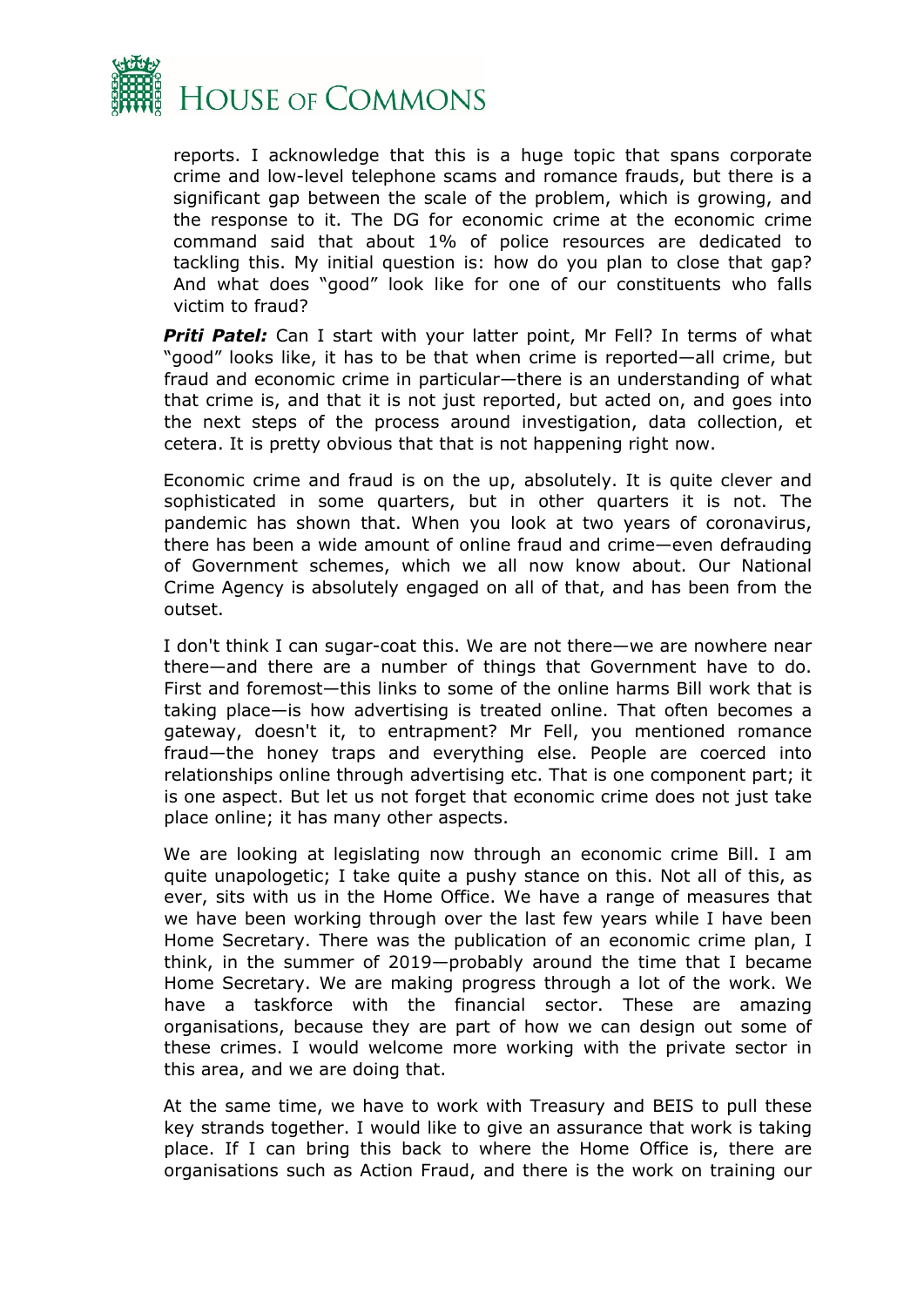reports. I acknowledge that this is a huge topic that spans corporate crime and low-level telephone scams and romance frauds, but there is a significant gap between the scale of the problem, which is growing, and the response to it. The DG for economic crime at the economic crime command said that about 1% of police resources are dedicated to tackling this. My initial question is: how do you plan to close that gap? And what does "good" look like for one of our constituents who falls victim to fraud?

***Priti Patel:*** Can I start with your latter point, Mr Fell? In terms of what "good" looks like, it has to be that when crime is reported—all crime, but fraud and economic crime in particular—there is an understanding of what that crime is, and that it is not just reported, but acted on, and goes into the next steps of the process around investigation, data collection, et cetera. It is pretty obvious that that is not happening right now.

Economic crime and fraud is on the up, absolutely. It is quite clever and sophisticated in some quarters, but in other quarters it is not. The pandemic has shown that. When you look at two years of coronavirus, there has been a wide amount of online fraud and crime—even defrauding of Government schemes, which we all now know about. Our National Crime Agency is absolutely engaged on all of that, and has been from the outset.

I don't think I can sugar-coat this. We are not there—we are nowhere near there—and there are a number of things that Government have to do. First and foremost—this links to some of the online harms Bill work that is taking place—is how advertising is treated online. That often becomes a gateway, doesn't it, to entrapment? Mr Fell, you mentioned romance fraud—the honey traps and everything else. People are coerced into relationships online through advertising etc. That is one component part; it is one aspect. But let us not forget that economic crime does not just take place online; it has many other aspects.

We are looking at legislating now through an economic crime Bill. I am quite unapologetic; I take quite a pushy stance on this. Not all of this, as ever, sits with us in the Home Office. We have a range of measures that we have been working through over the last few years while I have been Home Secretary. There was the publication of an economic crime plan, I think, in the summer of 2019—probably around the time that I became Home Secretary. We are making progress through a lot of the work. We have a taskforce with the financial sector. These are amazing organisations, because they are part of how we can design out some of these crimes. I would welcome more working with the private sector in this area, and we are doing that.

At the same time, we have to work with Treasury and BEIS to pull these key strands together. I would like to give an assurance that work is taking place. If I can bring this back to where the Home Office is, there are organisations such as Action Fraud, and there is the work on training our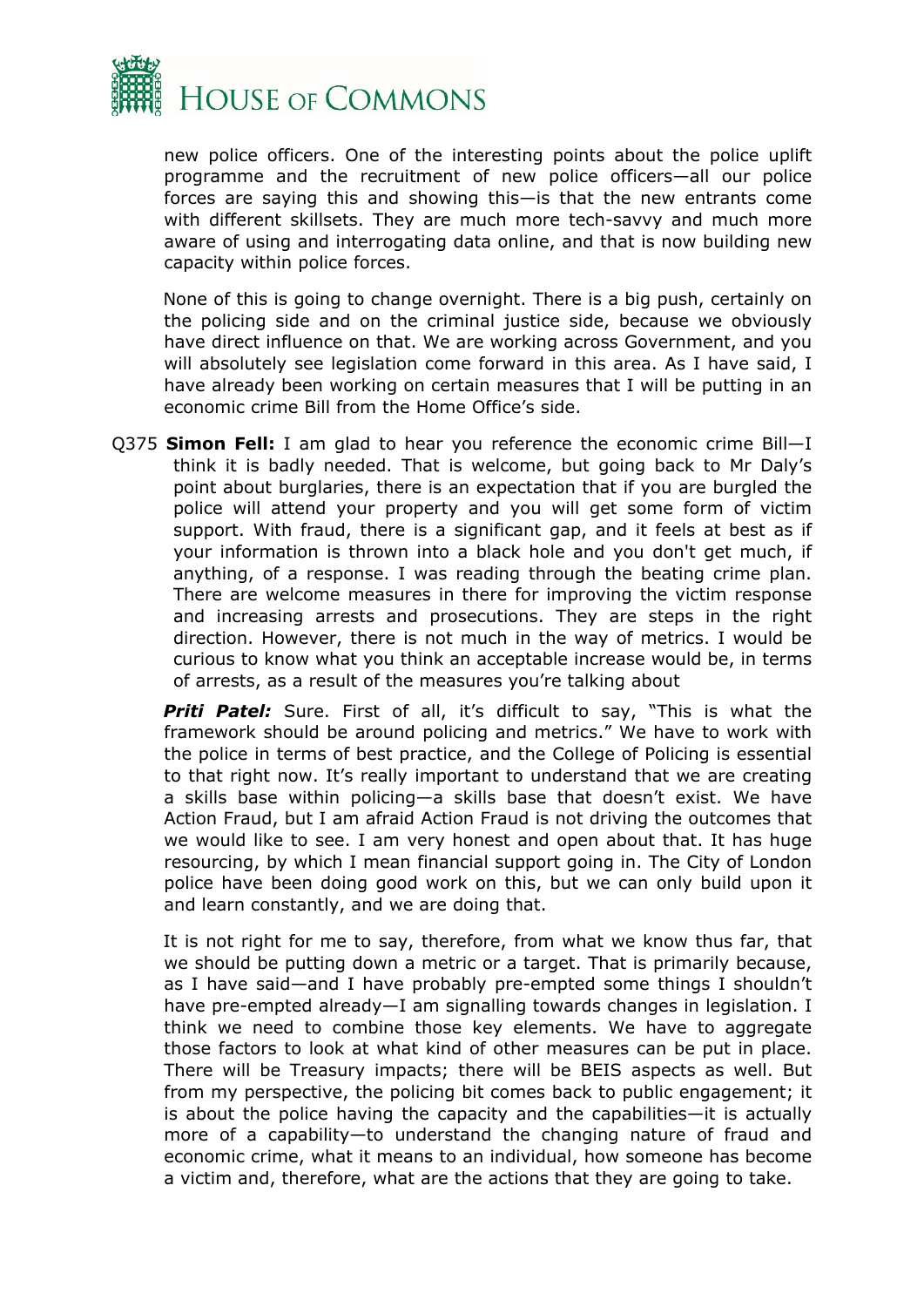new police officers. One of the interesting points about the police uplift programme and the recruitment of new police officers—all our police forces are saying this and showing this—is that the new entrants come with different skillsets. They are much more tech-savvy and much more aware of using and interrogating data online, and that is now building new capacity within police forces.

None of this is going to change overnight. There is a big push, certainly on the policing side and on the criminal justice side, because we obviously have direct influence on that. We are working across Government, and you will absolutely see legislation come forward in this area. As I have said, I have already been working on certain measures that I will be putting in an economic crime Bill from the Home Office's side.

Q375 **Simon Fell:** I am glad to hear you reference the economic crime Bill—I think it is badly needed. That is welcome, but going back to Mr Daly's point about burglaries, there is an expectation that if you are burgled the police will attend your property and you will get some form of victim support. With fraud, there is a significant gap, and it feels at best as if your information is thrown into a black hole and you don't get much, if anything, of a response. I was reading through the beating crime plan. There are welcome measures in there for improving the victim response and increasing arrests and prosecutions. They are steps in the right direction. However, there is not much in the way of metrics. I would be curious to know what you think an acceptable increase would be, in terms of arrests, as a result of the measures you're talking about

***Priti Patel:*** Sure. First of all, it's difficult to say, "This is what the framework should be around policing and metrics." We have to work with the police in terms of best practice, and the College of Policing is essential to that right now. It's really important to understand that we are creating a skills base within policing—a skills base that doesn't exist. We have Action Fraud, but I am afraid Action Fraud is not driving the outcomes that we would like to see. I am very honest and open about that. It has huge resourcing, by which I mean financial support going in. The City of London police have been doing good work on this, but we can only build upon it and learn constantly, and we are doing that.

It is not right for me to say, therefore, from what we know thus far, that we should be putting down a metric or a target. That is primarily because, as I have said—and I have probably pre-empted some things I shouldn't have pre-empted already—I am signalling towards changes in legislation. I think we need to combine those key elements. We have to aggregate those factors to look at what kind of other measures can be put in place. There will be Treasury impacts; there will be BEIS aspects as well. But from my perspective, the policing bit comes back to public engagement; it is about the police having the capacity and the capabilities—it is actually more of a capability—to understand the changing nature of fraud and economic crime, what it means to an individual, how someone has become a victim and, therefore, what are the actions that they are going to take.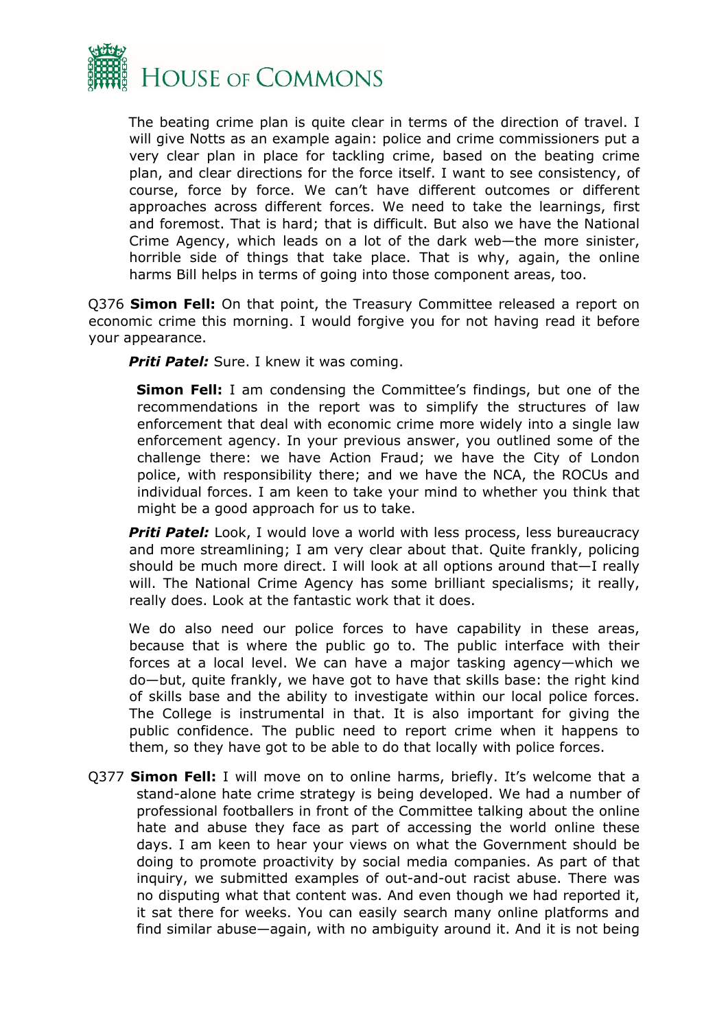The beating crime plan is quite clear in terms of the direction of travel. I will give Notts as an example again: police and crime commissioners put a very clear plan in place for tackling crime, based on the beating crime plan, and clear directions for the force itself. I want to see consistency, of course, force by force. We can't have different outcomes or different approaches across different forces. We need to take the learnings, first and foremost. That is hard; that is difficult. But also we have the National Crime Agency, which leads on a lot of the dark web—the more sinister, horrible side of things that take place. That is why, again, the online harms Bill helps in terms of going into those component areas, too.

Q376 **Simon Fell:** On that point, the Treasury Committee released a report on economic crime this morning. I would forgive you for not having read it before your appearance.

***Priti Patel:*** Sure. I knew it was coming.

**Simon Fell:** I am condensing the Committee's findings, but one of the recommendations in the report was to simplify the structures of law enforcement that deal with economic crime more widely into a single law enforcement agency. In your previous answer, you outlined some of the challenge there: we have Action Fraud; we have the City of London police, with responsibility there; and we have the NCA, the ROCUs and individual forces. I am keen to take your mind to whether you think that might be a good approach for us to take.

***Priti Patel:*** Look, I would love a world with less process, less bureaucracy and more streamlining; I am very clear about that. Quite frankly, policing should be much more direct. I will look at all options around that—I really will. The National Crime Agency has some brilliant specialisms; it really, really does. Look at the fantastic work that it does.

We do also need our police forces to have capability in these areas, because that is where the public go to. The public interface with their forces at a local level. We can have a major tasking agency—which we do—but, quite frankly, we have got to have that skills base: the right kind of skills base and the ability to investigate within our local police forces. The College is instrumental in that. It is also important for giving the public confidence. The public need to report crime when it happens to them, so they have got to be able to do that locally with police forces.

Q377 **Simon Fell:** I will move on to online harms, briefly. It's welcome that a stand-alone hate crime strategy is being developed. We had a number of professional footballers in front of the Committee talking about the online hate and abuse they face as part of accessing the world online these days. I am keen to hear your views on what the Government should be doing to promote proactivity by social media companies. As part of that inquiry, we submitted examples of out-and-out racist abuse. There was no disputing what that content was. And even though we had reported it, it sat there for weeks. You can easily search many online platforms and find similar abuse—again, with no ambiguity around it. And it is not being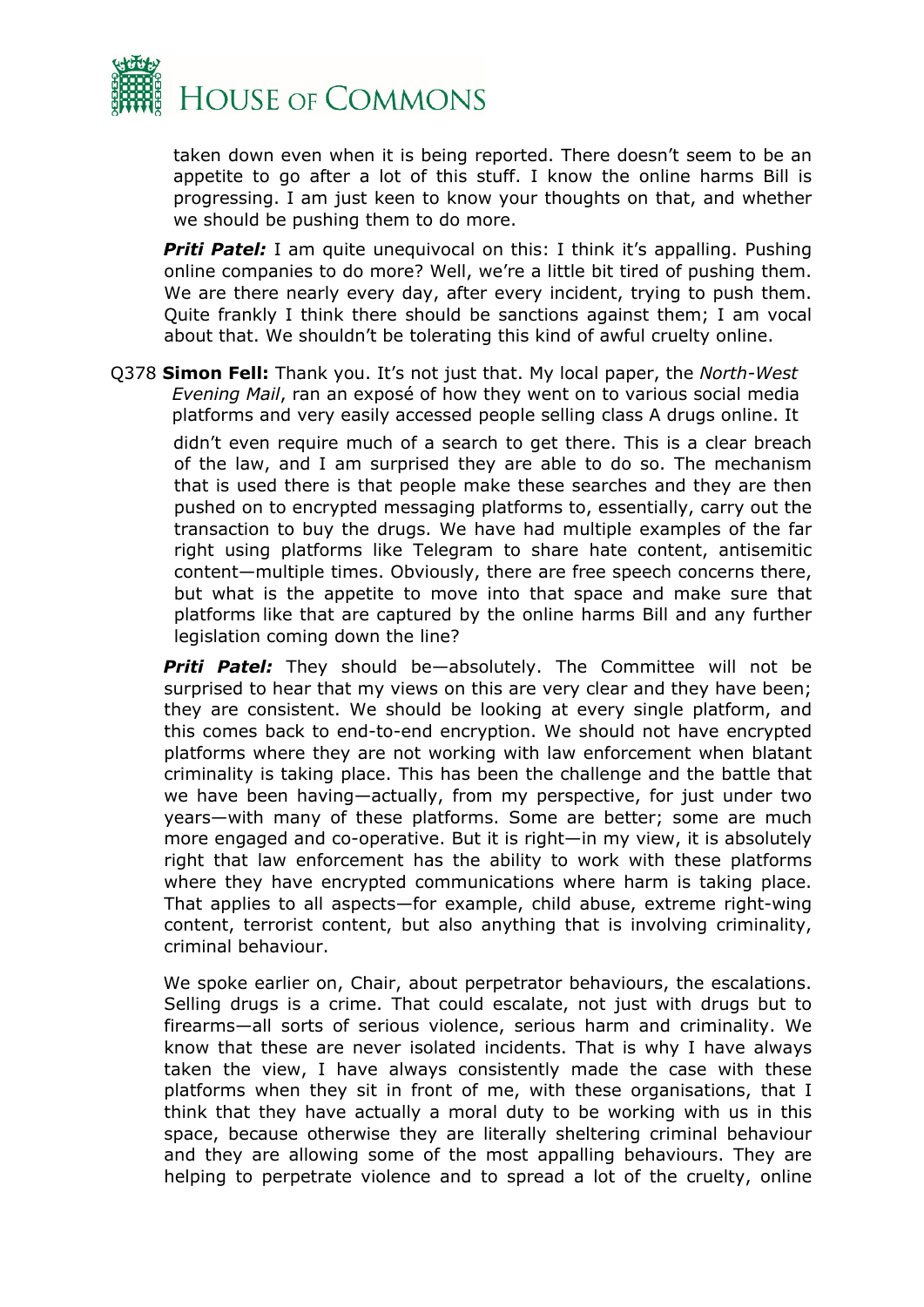taken down even when it is being reported. There doesn't seem to be an appetite to go after a lot of this stuff. I know the online harms Bill is progressing. I am just keen to know your thoughts on that, and whether we should be pushing them to do more.

***Priti Patel:*** I am quite unequivocal on this: I think it's appalling. Pushing online companies to do more? Well, we're a little bit tired of pushing them. We are there nearly every day, after every incident, trying to push them. Quite frankly I think there should be sanctions against them; I am vocal about that. We shouldn't be tolerating this kind of awful cruelty online.

Q378 **Simon Fell:** Thank you. It's not just that. My local paper, the *North-West Evening Mail*, ran an exposé of how they went on to various social media platforms and very easily accessed people selling class A drugs online. It didn't even require much of a search to get there. This is a clear breach of the law, and I am surprised they are able to do so. The mechanism that is used there is that people make these searches and they are then pushed on to encrypted messaging platforms to, essentially, carry out the transaction to buy the drugs. We have had multiple examples of the far right using platforms like Telegram to share hate content, antisemitic content—multiple times. Obviously, there are free speech concerns there, but what is the appetite to move into that space and make sure that platforms like that are captured by the online harms Bill and any further legislation coming down the line?

***Priti Patel:*** They should be—absolutely. The Committee will not be surprised to hear that my views on this are very clear and they have been; they are consistent. We should be looking at every single platform, and this comes back to end-to-end encryption. We should not have encrypted platforms where they are not working with law enforcement when blatant criminality is taking place. This has been the challenge and the battle that we have been having—actually, from my perspective, for just under two years—with many of these platforms. Some are better; some are much more engaged and co-operative. But it is right—in my view, it is absolutely right that law enforcement has the ability to work with these platforms where they have encrypted communications where harm is taking place. That applies to all aspects—for example, child abuse, extreme right-wing content, terrorist content, but also anything that is involving criminality, criminal behaviour.

We spoke earlier on, Chair, about perpetrator behaviours, the escalations. Selling drugs is a crime. That could escalate, not just with drugs but to firearms—all sorts of serious violence, serious harm and criminality. We know that these are never isolated incidents. That is why I have always taken the view, I have always consistently made the case with these platforms when they sit in front of me, with these organisations, that I think that they have actually a moral duty to be working with us in this space, because otherwise they are literally sheltering criminal behaviour and they are allowing some of the most appalling behaviours. They are helping to perpetrate violence and to spread a lot of the cruelty, online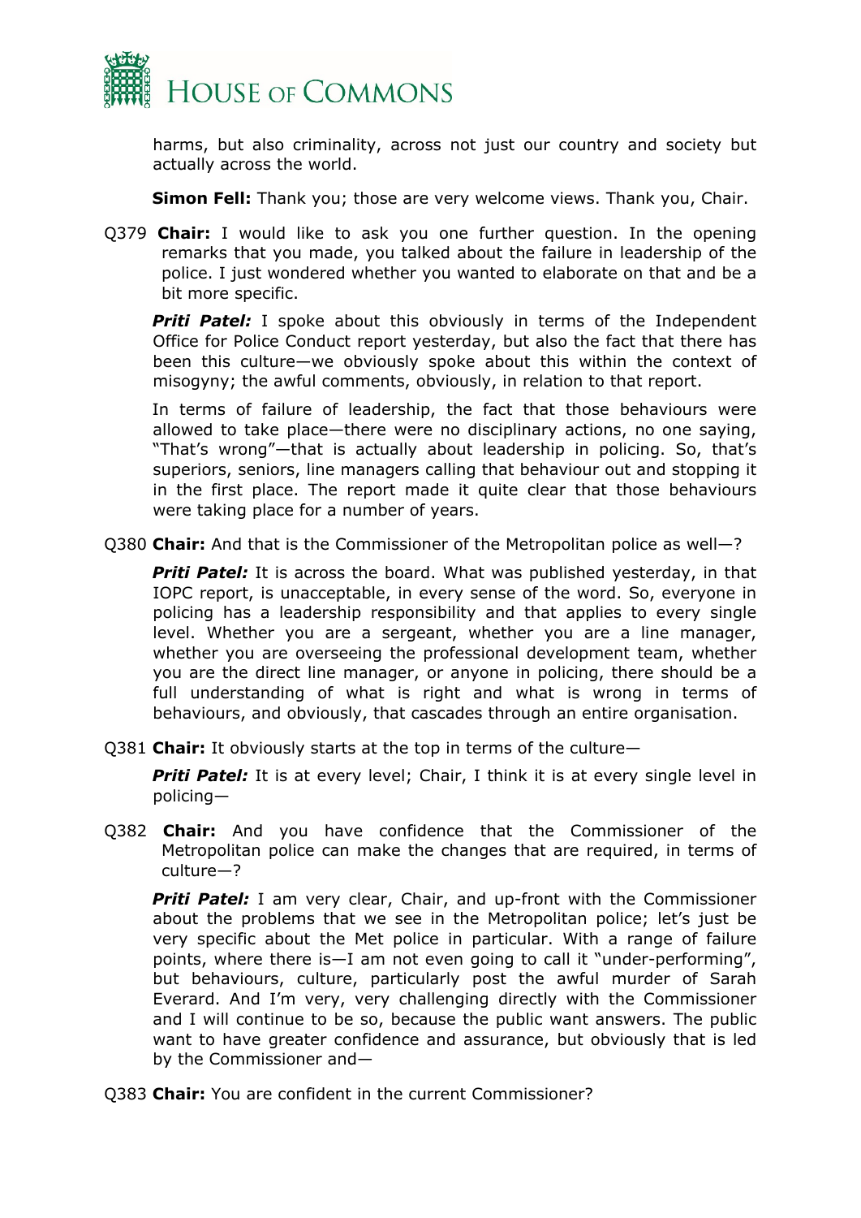harms, but also criminality, across not just our country and society but actually across the world.

**Simon Fell:** Thank you; those are very welcome views. Thank you, Chair.

Q379 **Chair:** I would like to ask you one further question. In the opening remarks that you made, you talked about the failure in leadership of the police. I just wondered whether you wanted to elaborate on that and be a bit more specific.

***Priti Patel:*** I spoke about this obviously in terms of the Independent Office for Police Conduct report yesterday, but also the fact that there has been this culture—we obviously spoke about this within the context of misogyny; the awful comments, obviously, in relation to that report.

In terms of failure of leadership, the fact that those behaviours were allowed to take place—there were no disciplinary actions, no one saying, "That's wrong"—that is actually about leadership in policing. So, that's superiors, seniors, line managers calling that behaviour out and stopping it in the first place. The report made it quite clear that those behaviours were taking place for a number of years.

Q380 **Chair:** And that is the Commissioner of the Metropolitan police as well—?

***Priti Patel:*** It is across the board. What was published yesterday, in that IOPC report, is unacceptable, in every sense of the word. So, everyone in policing has a leadership responsibility and that applies to every single level. Whether you are a sergeant, whether you are a line manager, whether you are overseeing the professional development team, whether you are the direct line manager, or anyone in policing, there should be a full understanding of what is right and what is wrong in terms of behaviours, and obviously, that cascades through an entire organisation.

Q381 **Chair:** It obviously starts at the top in terms of the culture—

***Priti Patel:*** It is at every level; Chair, I think it is at every single level in policing—

Q382 **Chair:** And you have confidence that the Commissioner of the Metropolitan police can make the changes that are required, in terms of culture—?

***Priti Patel:*** I am very clear, Chair, and up-front with the Commissioner about the problems that we see in the Metropolitan police; let's just be very specific about the Met police in particular. With a range of failure points, where there is—I am not even going to call it "under-performing", but behaviours, culture, particularly post the awful murder of Sarah Everard. And I'm very, very challenging directly with the Commissioner and I will continue to be so, because the public want answers. The public want to have greater confidence and assurance, but obviously that is led by the Commissioner and—

Q383 **Chair:** You are confident in the current Commissioner?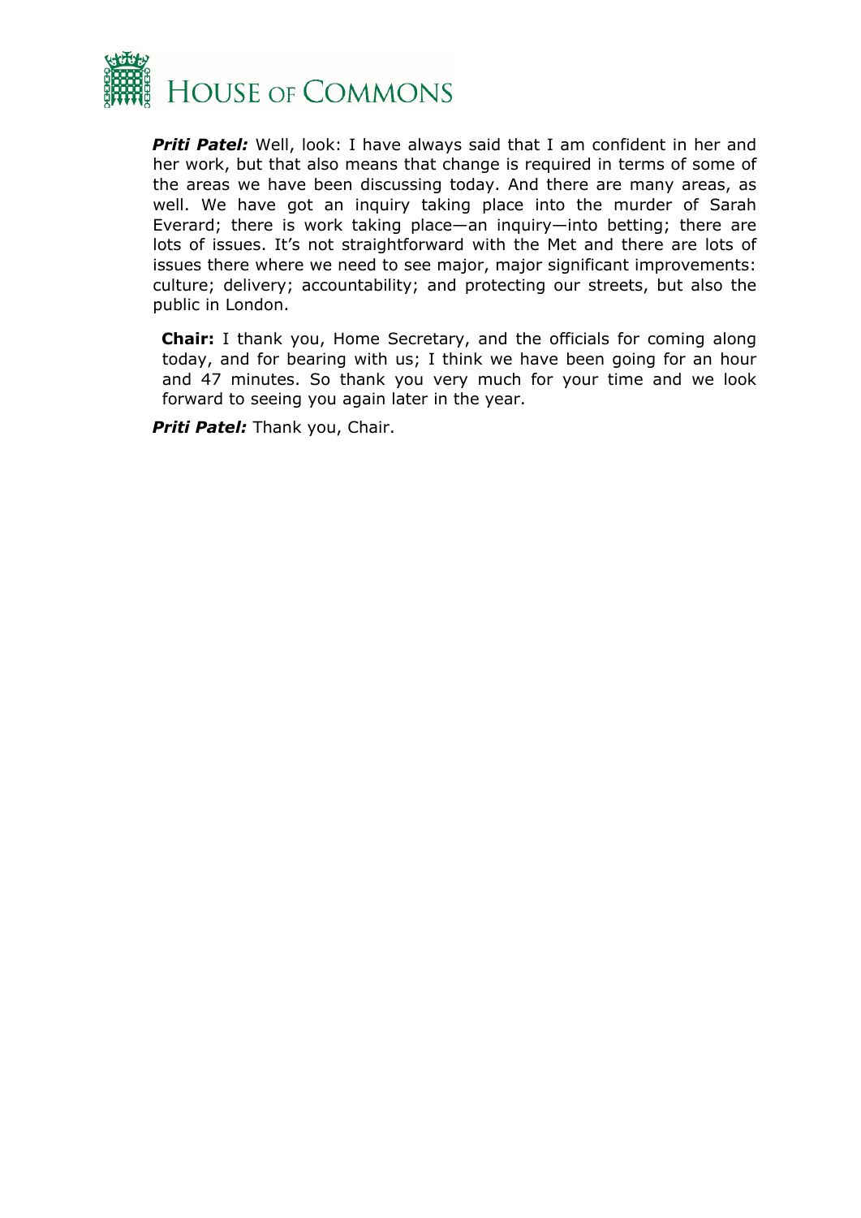***Priti Patel:*** Well, look: I have always said that I am confident in her and her work, but that also means that change is required in terms of some of the areas we have been discussing today. And there are many areas, as well. We have got an inquiry taking place into the murder of Sarah Everard; there is work taking place—an inquiry—into betting; there are lots of issues. It's not straightforward with the Met and there are lots of issues there where we need to see major, major significant improvements: culture; delivery; accountability; and protecting our streets, but also the public in London.

**Chair:** I thank you, Home Secretary, and the officials for coming along today, and for bearing with us; I think we have been going for an hour and 47 minutes. So thank you very much for your time and we look forward to seeing you again later in the year.

***Priti Patel:*** Thank you, Chair.